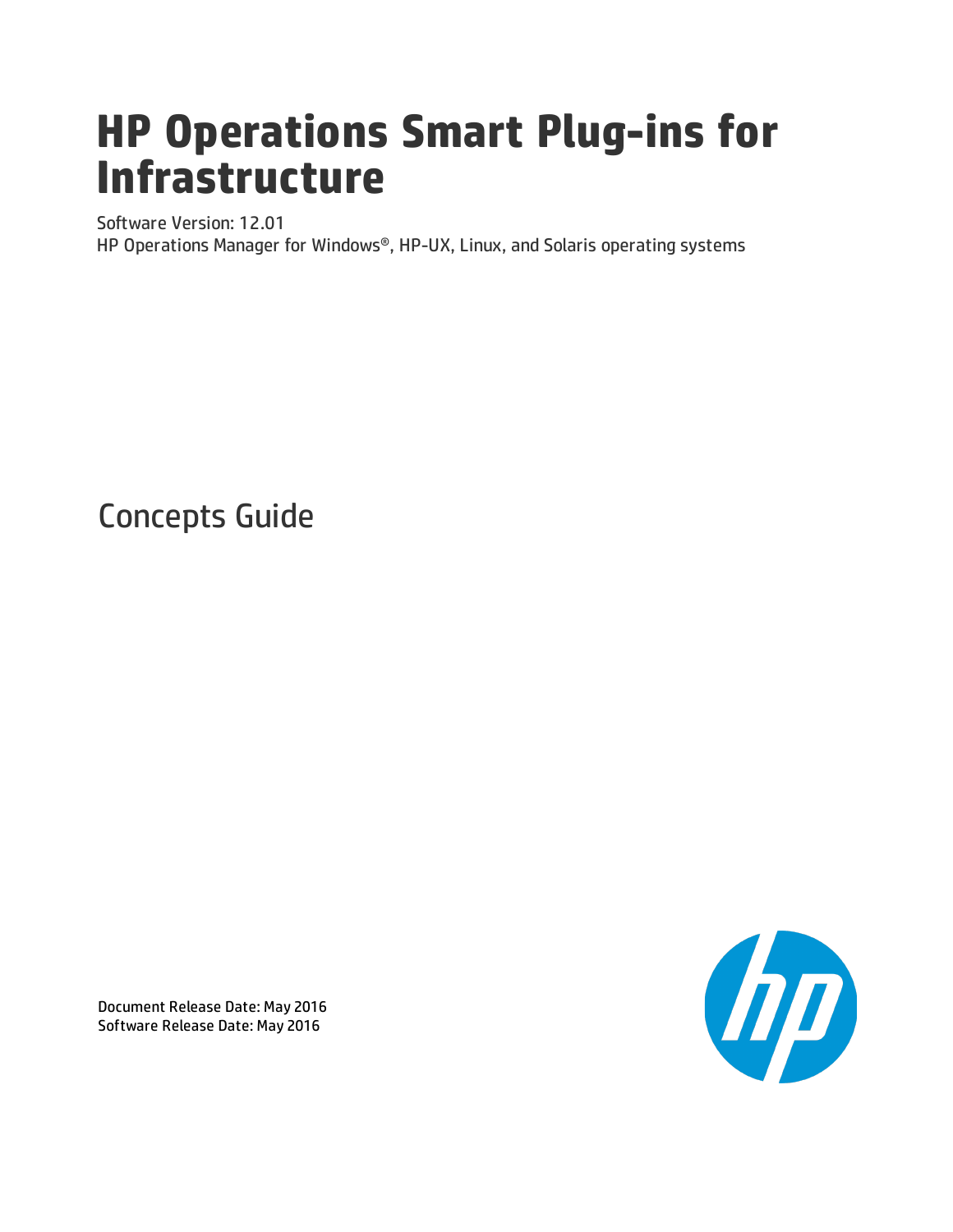# HP Operations Smart Plug-ins for Infrastructure

Software Version: 12.01

HP Operations Manager for Windows®, HP-UX, Linux, and Solaris operating systems

## Concepts Guide

Document Release Date: May 2016

Software Release Date: May 2016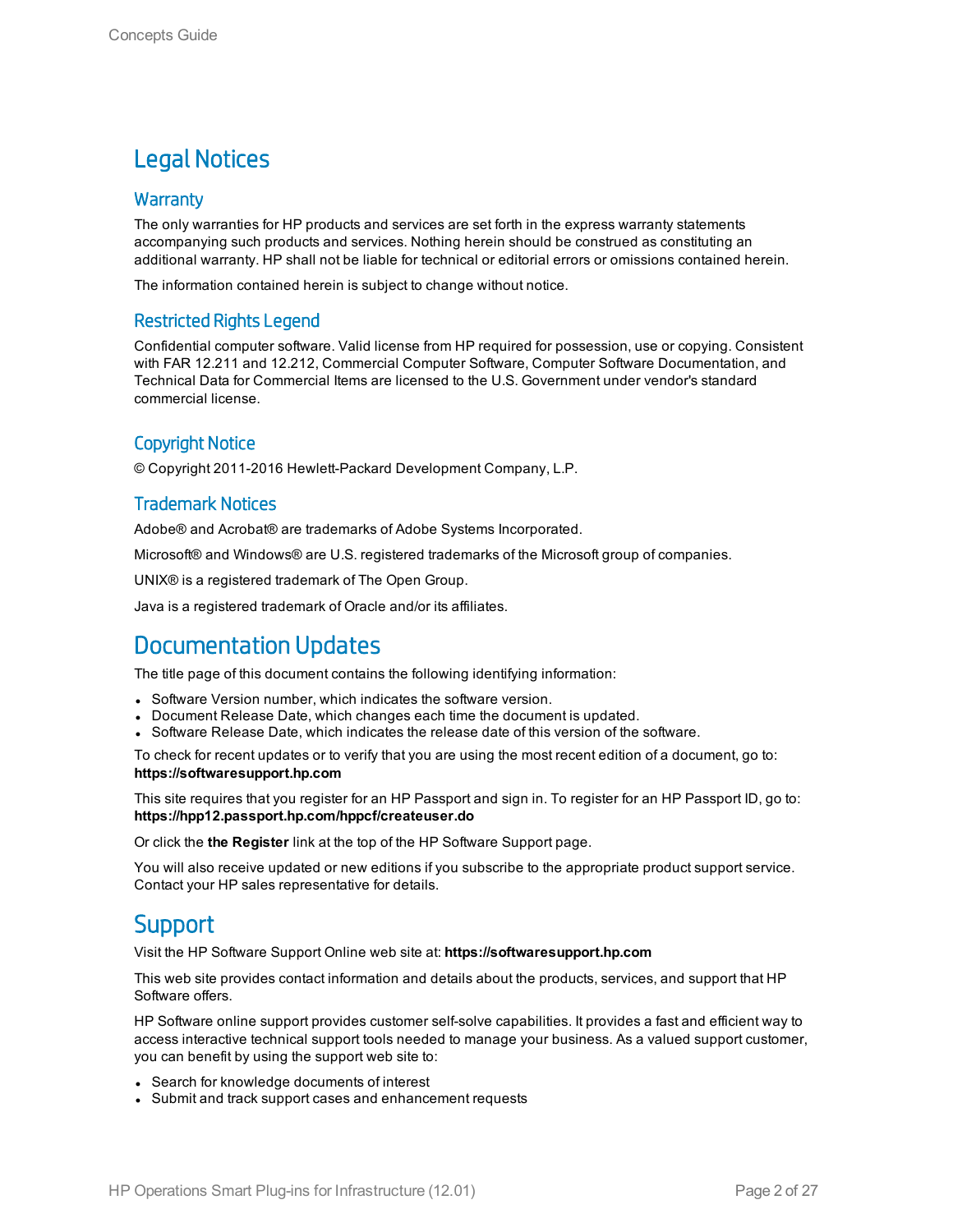# Legal Notices

## Warranty

The only warranties for HP products and services are set forth in the express warranty statements accompanying such products and services. Nothing herein should be construed as constituting an additional warranty. HP shall not be liable for technical or editorial errors or omissions contained herein.

The information contained herein is subject to change without notice.

## Restricted Rights Legend

Confidential computer software. Valid license from HP required for possession, use or copying. Consistent with FAR 12.211 and 12.212, Commercial Computer Software, Computer Software Documentation, and Technical Data for Commercial Items are licensed to the U.S. Government under vendor's standard commercial license.

## Copyright Notice

© Copyright 2011-2016 Hewlett-Packard Development Company, L.P.

## Trademark Notices

Adobe® and Acrobat® are trademarks of Adobe Systems Incorporated.

Microsoft® and Windows® are U.S. registered trademarks of the Microsoft group of companies.

UNIX® is a registered trademark of The Open Group.

Java is a registered trademark of Oracle and/or its affiliates.

# Documentation Updates

The title page of this document contains the following identifying information:

- Software Version number, which indicates the software version.
- Document Release Date, which changes each time the document is updated.
- Software Release Date, which indicates the release date of this version of the software.

To check for recent updates or to verify that you are using the most recent edition of a document, go to: **https://softwaresupport.hp.com**

This site requires that you register for an HP Passport and sign in. To register for an HP Passport ID, go to: **https://hpp12.passport.hp.com/hppcf/createuser.do**

Or click the **the Register** link at the top of the HP Software Support page.

You will also receive updated or new editions if you subscribe to the appropriate product support service. Contact your HP sales representative for details.

# Support

Visit the HP Software Support Online web site at: **https://softwaresupport.hp.com**

This web site provides contact information and details about the products, services, and support that HP Software offers.

HP Software online support provides customer self-solve capabilities. It provides a fast and efficient way to access interactive technical support tools needed to manage your business. As a valued support customer, you can benefit by using the support web site to:

- Search for knowledge documents of interest
- Submit and track support cases and enhancement requests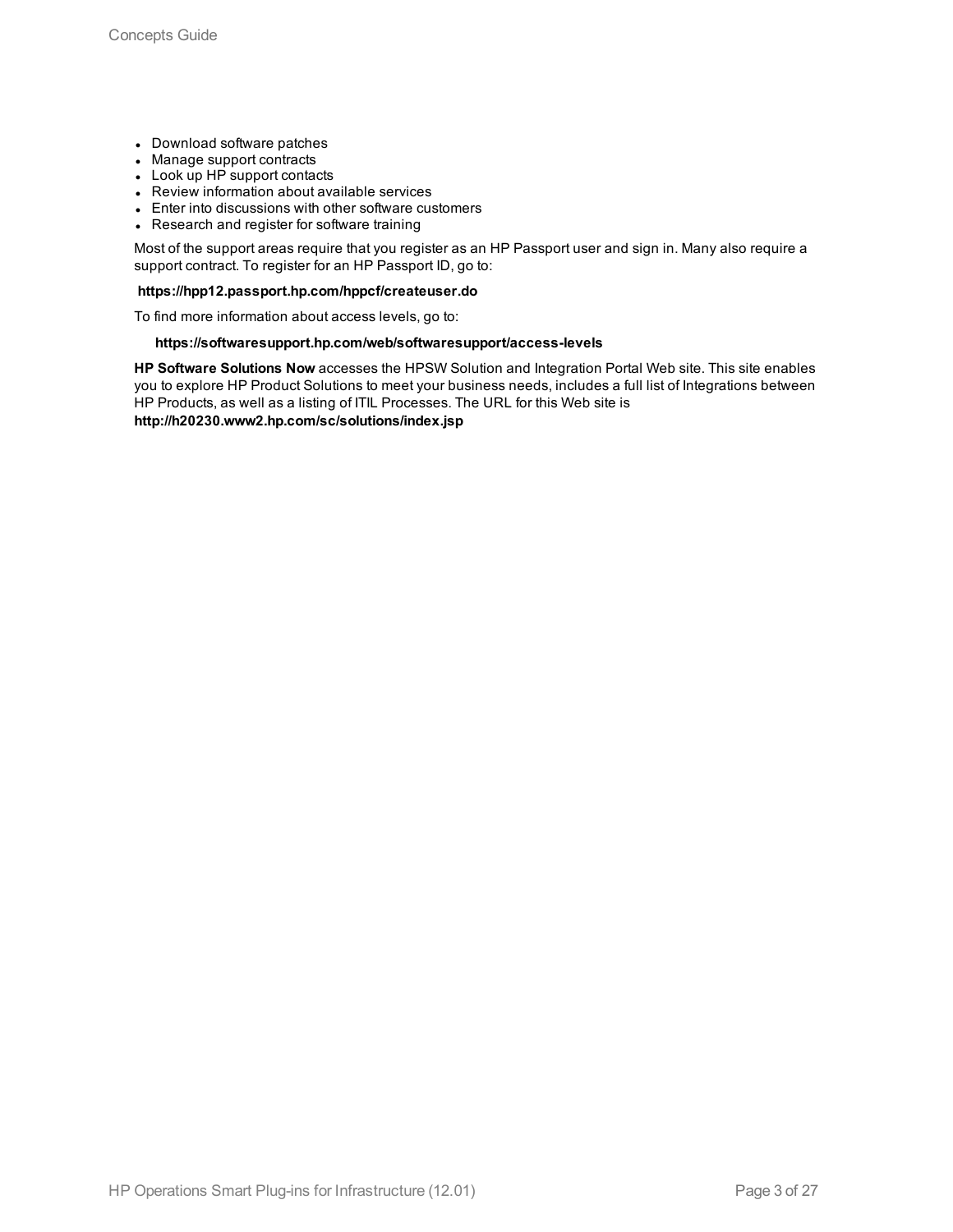- Download software patches
- Manage support contracts
- Look up HP support contacts
- Review information about available services
- Enter into discussions with other software customers
- Research and register for software training

Most of the support areas require that you register as an HP Passport user and sign in. Many also require a support contract. To register for an HP Passport ID, go to:

**https://hpp12.passport.hp.com/hppcf/createuser.do**

To find more information about access levels, go to:

**https://softwaresupport.hp.com/web/softwaresupport/access-levels**

**HP Software Solutions Now** accesses the HPSW Solution and Integration Portal Web site. This site enables you to explore HP Product Solutions to meet your business needs, includes a full list of Integrations between HP Products, as well as a listing of ITIL Processes. The URL for this Web site is **http://h20230.www2.hp.com/sc/solutions/index.jsp**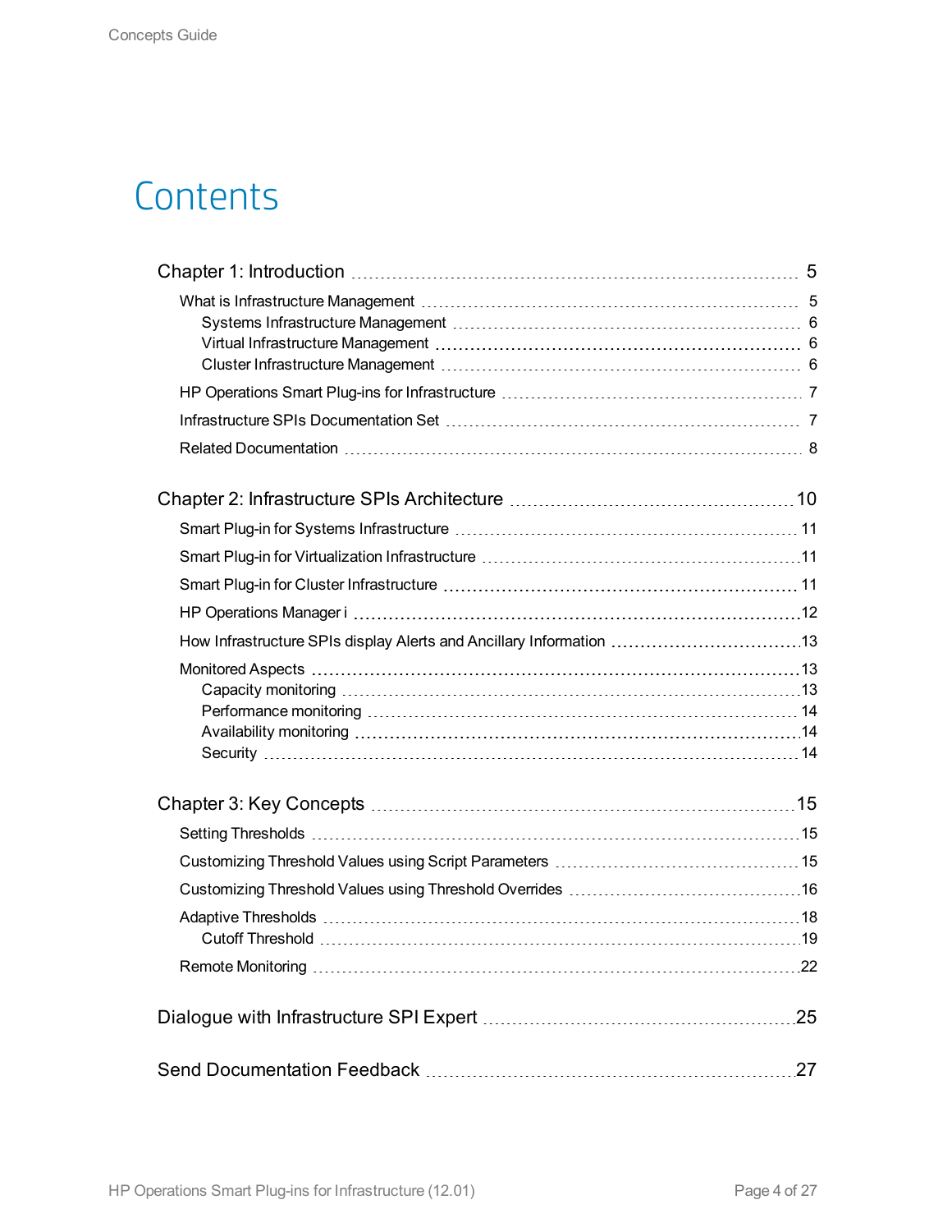# Contents

- Chapter 1: Introduction ... 5
  - What is Infrastructure Management ... 5
    - Systems Infrastructure Management ... 6
    - Virtual Infrastructure Management ... 6
    - Cluster Infrastructure Management ... 6
  - HP Operations Smart Plug-ins for Infrastructure ... 7
  - Infrastructure SPIs Documentation Set ... 7
  - Related Documentation ... 8
- Chapter 2: Infrastructure SPIs Architecture ... 10
  - Smart Plug-in for Systems Infrastructure ... 11
  - Smart Plug-in for Virtualization Infrastructure ... 11
  - Smart Plug-in for Cluster Infrastructure ... 11
  - HP Operations Manager i ... 12
  - How Infrastructure SPIs display Alerts and Ancillary Information ... 13
  - Monitored Aspects ... 13
    - Capacity monitoring ... 13
    - Performance monitoring ... 14
    - Availability monitoring ... 14
    - Security ... 14
- Chapter 3: Key Concepts ... 15
  - Setting Thresholds ... 15
  - Customizing Threshold Values using Script Parameters ... 15
  - Customizing Threshold Values using Threshold Overrides ... 16
  - Adaptive Thresholds ... 18
    - Cutoff Threshold ... 19
  - Remote Monitoring ... 22
- Dialogue with Infrastructure SPI Expert ... 25
- Send Documentation Feedback ... 27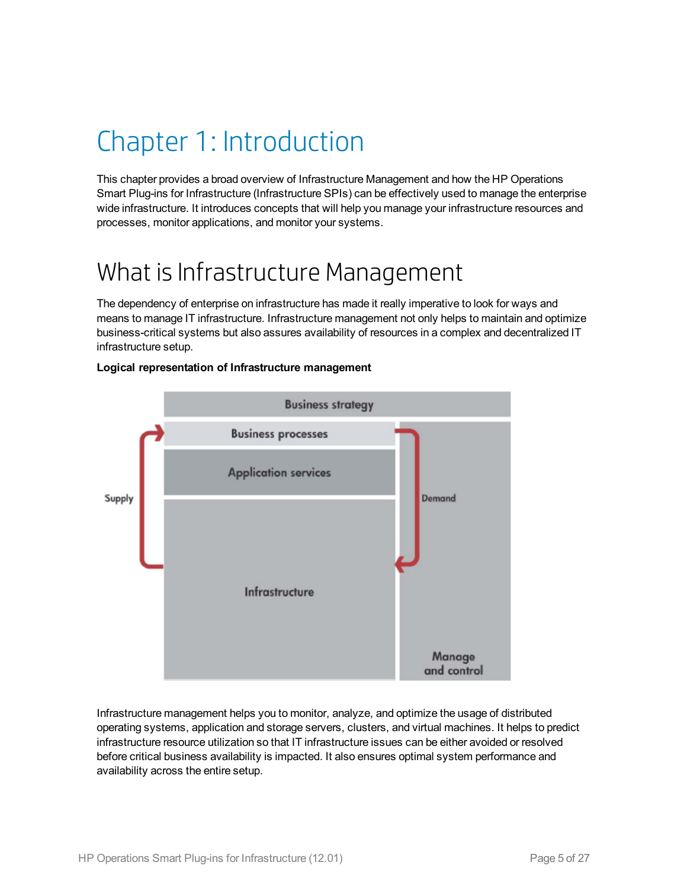# Chapter 1: Introduction

This chapter provides a broad overview of Infrastructure Management and how the HP Operations Smart Plug-ins for Infrastructure (Infrastructure SPIs) can be effectively used to manage the enterprise wide infrastructure. It introduces concepts that will help you manage your infrastructure resources and processes, monitor applications, and monitor your systems.

## What is Infrastructure Management

The dependency of enterprise on infrastructure has made it really imperative to look for ways and means to manage IT infrastructure. Infrastructure management not only helps to maintain and optimize business-critical systems but also assures availability of resources in a complex and decentralized IT infrastructure setup.

**Logical representation of Infrastructure management**

Infrastructure management helps you to monitor, analyze, and optimize the usage of distributed operating systems, application and storage servers, clusters, and virtual machines. It helps to predict infrastructure resource utilization so that IT infrastructure issues can be either avoided or resolved before critical business availability is impacted. It also ensures optimal system performance and availability across the entire setup.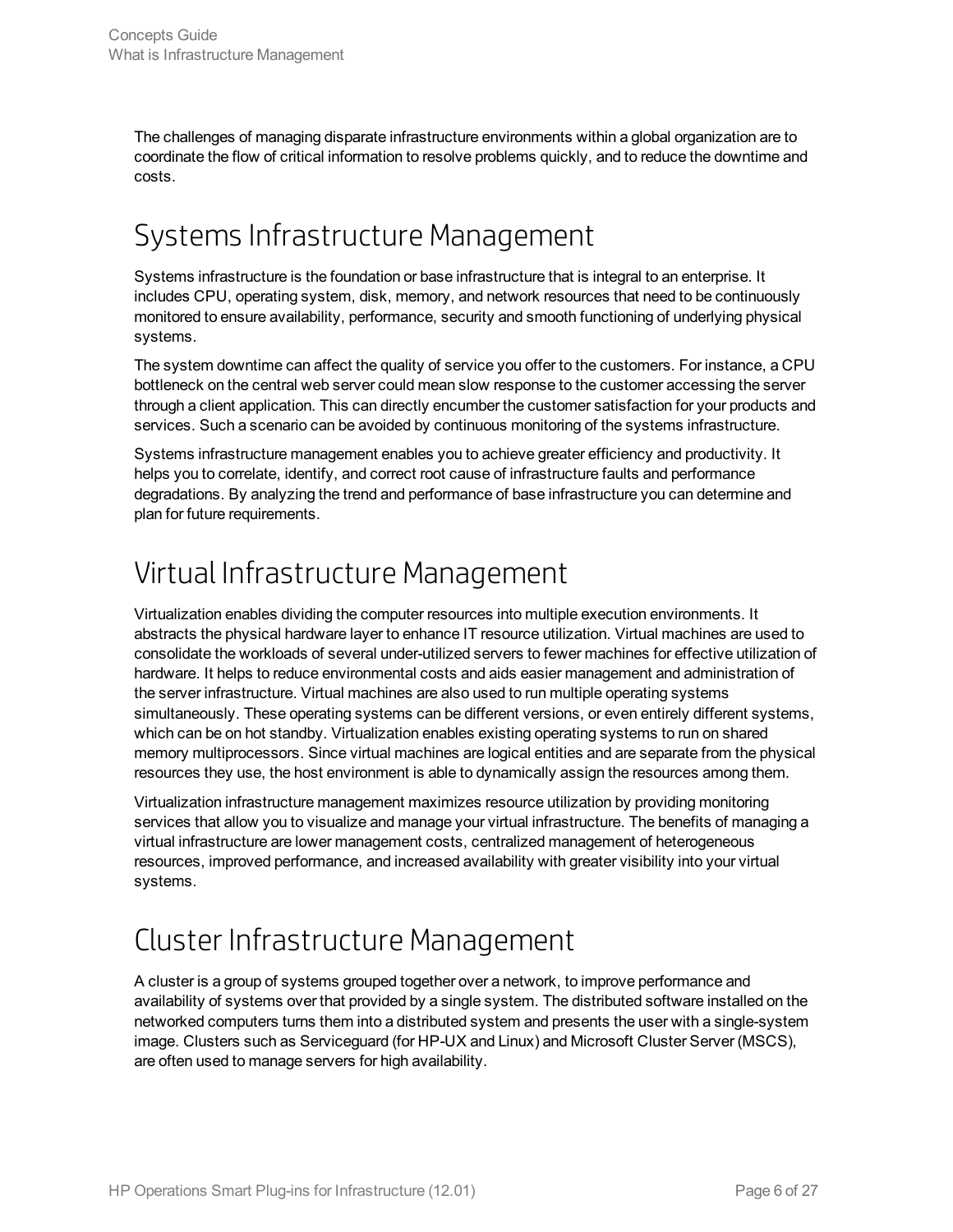The challenges of managing disparate infrastructure environments within a global organization are to coordinate the flow of critical information to resolve problems quickly, and to reduce the downtime and costs.

# Systems Infrastructure Management

Systems infrastructure is the foundation or base infrastructure that is integral to an enterprise. It includes CPU, operating system, disk, memory, and network resources that need to be continuously monitored to ensure availability, performance, security and smooth functioning of underlying physical systems.

The system downtime can affect the quality of service you offer to the customers. For instance, a CPU bottleneck on the central web server could mean slow response to the customer accessing the server through a client application. This can directly encumber the customer satisfaction for your products and services. Such a scenario can be avoided by continuous monitoring of the systems infrastructure.

Systems infrastructure management enables you to achieve greater efficiency and productivity. It helps you to correlate, identify, and correct root cause of infrastructure faults and performance degradations. By analyzing the trend and performance of base infrastructure you can determine and plan for future requirements.

# Virtual Infrastructure Management

Virtualization enables dividing the computer resources into multiple execution environments. It abstracts the physical hardware layer to enhance IT resource utilization. Virtual machines are used to consolidate the workloads of several under-utilized servers to fewer machines for effective utilization of hardware. It helps to reduce environmental costs and aids easier management and administration of the server infrastructure. Virtual machines are also used to run multiple operating systems simultaneously. These operating systems can be different versions, or even entirely different systems, which can be on hot standby. Virtualization enables existing operating systems to run on shared memory multiprocessors. Since virtual machines are logical entities and are separate from the physical resources they use, the host environment is able to dynamically assign the resources among them.

Virtualization infrastructure management maximizes resource utilization by providing monitoring services that allow you to visualize and manage your virtual infrastructure. The benefits of managing a virtual infrastructure are lower management costs, centralized management of heterogeneous resources, improved performance, and increased availability with greater visibility into your virtual systems.

# Cluster Infrastructure Management

A cluster is a group of systems grouped together over a network, to improve performance and availability of systems over that provided by a single system. The distributed software installed on the networked computers turns them into a distributed system and presents the user with a single-system image. Clusters such as Serviceguard (for HP-UX and Linux) and Microsoft Cluster Server (MSCS), are often used to manage servers for high availability.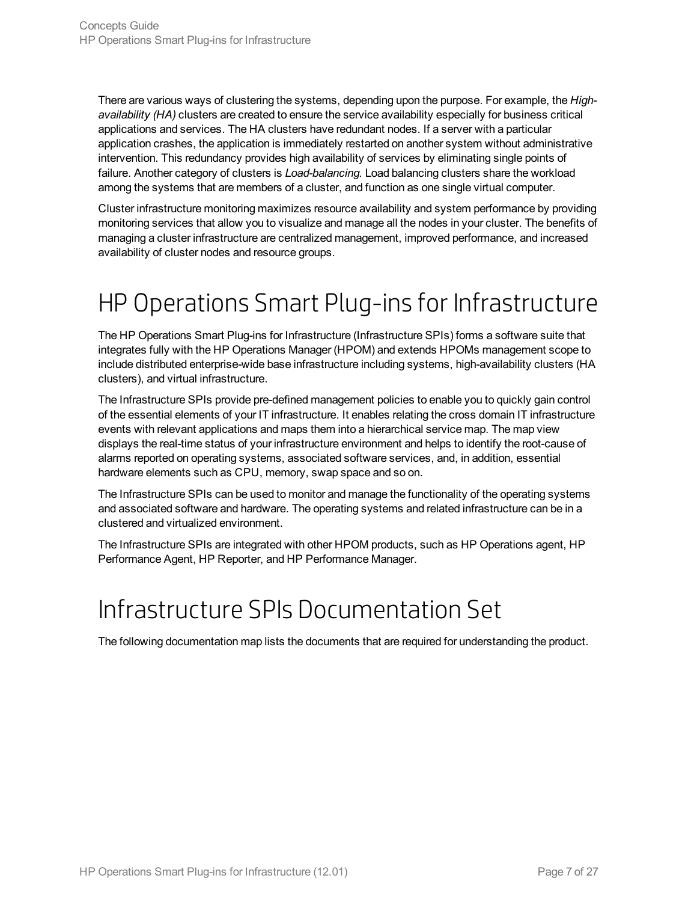There are various ways of clustering the systems, depending upon the purpose. For example, the *High-availability (HA)* clusters are created to ensure the service availability especially for business critical applications and services. The HA clusters have redundant nodes. If a server with a particular application crashes, the application is immediately restarted on another system without administrative intervention. This redundancy provides high availability of services by eliminating single points of failure. Another category of clusters is *Load-balancing*. Load balancing clusters share the workload among the systems that are members of a cluster, and function as one single virtual computer.

Cluster infrastructure monitoring maximizes resource availability and system performance by providing monitoring services that allow you to visualize and manage all the nodes in your cluster. The benefits of managing a cluster infrastructure are centralized management, improved performance, and increased availability of cluster nodes and resource groups.

# HP Operations Smart Plug-ins for Infrastructure

The HP Operations Smart Plug-ins for Infrastructure (Infrastructure SPIs) forms a software suite that integrates fully with the HP Operations Manager (HPOM) and extends HPOMs management scope to include distributed enterprise-wide base infrastructure including systems, high-availability clusters (HA clusters), and virtual infrastructure.

The Infrastructure SPIs provide pre-defined management policies to enable you to quickly gain control of the essential elements of your IT infrastructure. It enables relating the cross domain IT infrastructure events with relevant applications and maps them into a hierarchical service map. The map view displays the real-time status of your infrastructure environment and helps to identify the root-cause of alarms reported on operating systems, associated software services, and, in addition, essential hardware elements such as CPU, memory, swap space and so on.

The Infrastructure SPIs can be used to monitor and manage the functionality of the operating systems and associated software and hardware. The operating systems and related infrastructure can be in a clustered and virtualized environment.

The Infrastructure SPIs are integrated with other HPOM products, such as HP Operations agent, HP Performance Agent, HP Reporter, and HP Performance Manager.

# Infrastructure SPIs Documentation Set

The following documentation map lists the documents that are required for understanding the product.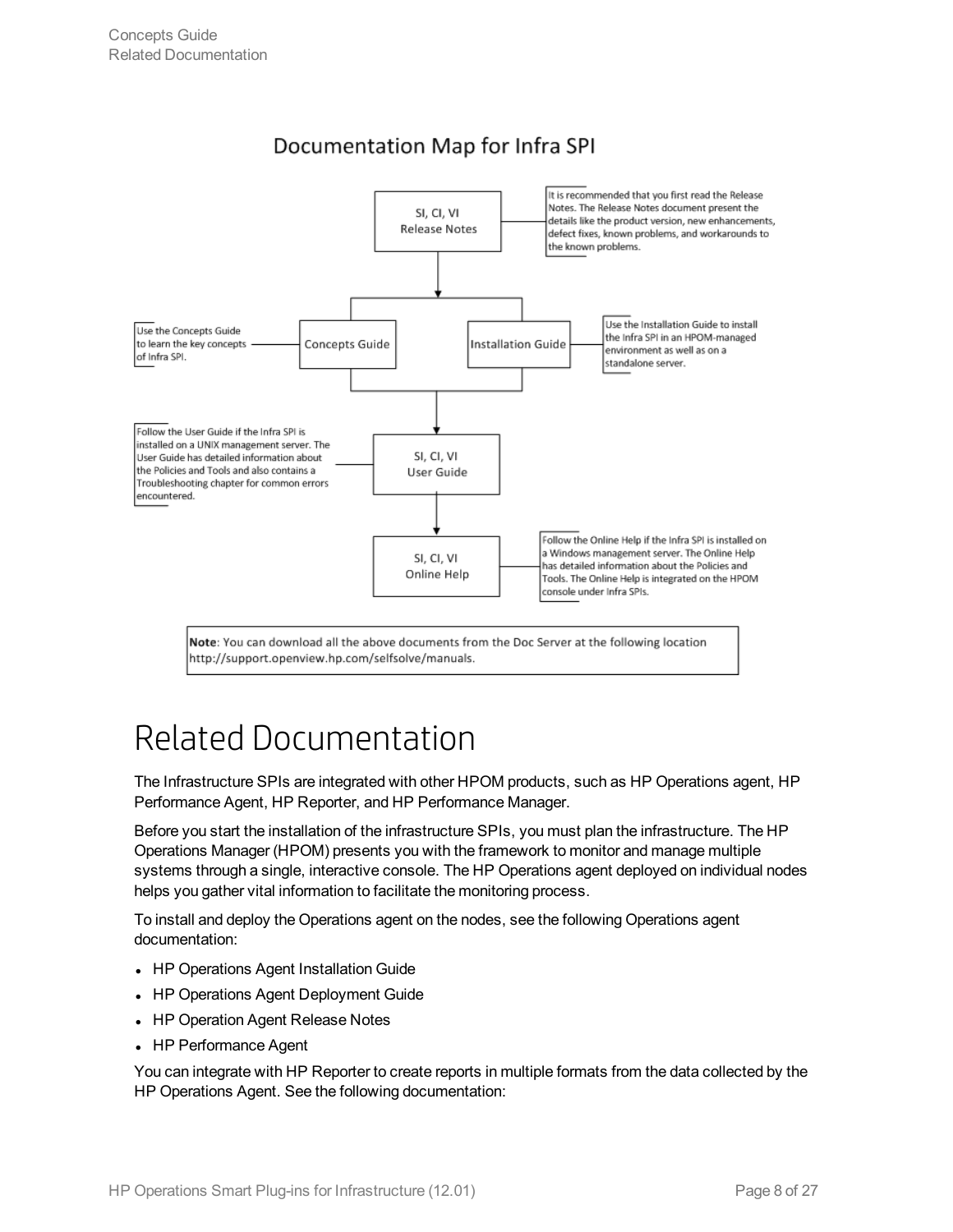**Documentation Map for Infra SPI**

- **SI, CI, VI Release Notes**: It is recommended that you first read the Release Notes. The Release Notes document present the details like the product version, new enhancements, defect fixes, known problems, and workarounds to the known problems.
- **Concepts Guide**: Use the Concepts Guide to learn the key concepts of Infra SPI.
- **Installation Guide**: Use the Installation Guide to install the Infra SPI in an HPOM-managed environment as well as on a standalone server.
- **SI, CI, VI User Guide**: Follow the User Guide if the Infra SPI is installed on a UNIX management server. The User Guide has detailed information about the Policies and Tools and also contains a Troubleshooting chapter for common errors encountered.
- **SI, CI, VI Online Help**: Follow the Online Help if the Infra SPI is installed on a Windows management server. The Online Help has detailed information about the Policies and Tools. The Online Help is integrated on the HPOM console under Infra SPIs.

**Note**: You can download all the above documents from the Doc Server at the following location http://support.openview.hp.com/selfsolve/manuals.

# Related Documentation

The Infrastructure SPIs are integrated with other HPOM products, such as HP Operations agent, HP Performance Agent, HP Reporter, and HP Performance Manager.

Before you start the installation of the infrastructure SPIs, you must plan the infrastructure. The HP Operations Manager (HPOM) presents you with the framework to monitor and manage multiple systems through a single, interactive console. The HP Operations agent deployed on individual nodes helps you gather vital information to facilitate the monitoring process.

To install and deploy the Operations agent on the nodes, see the following Operations agent documentation:

- HP Operations Agent Installation Guide
- HP Operations Agent Deployment Guide
- HP Operation Agent Release Notes
- HP Performance Agent

You can integrate with HP Reporter to create reports in multiple formats from the data collected by the HP Operations Agent. See the following documentation: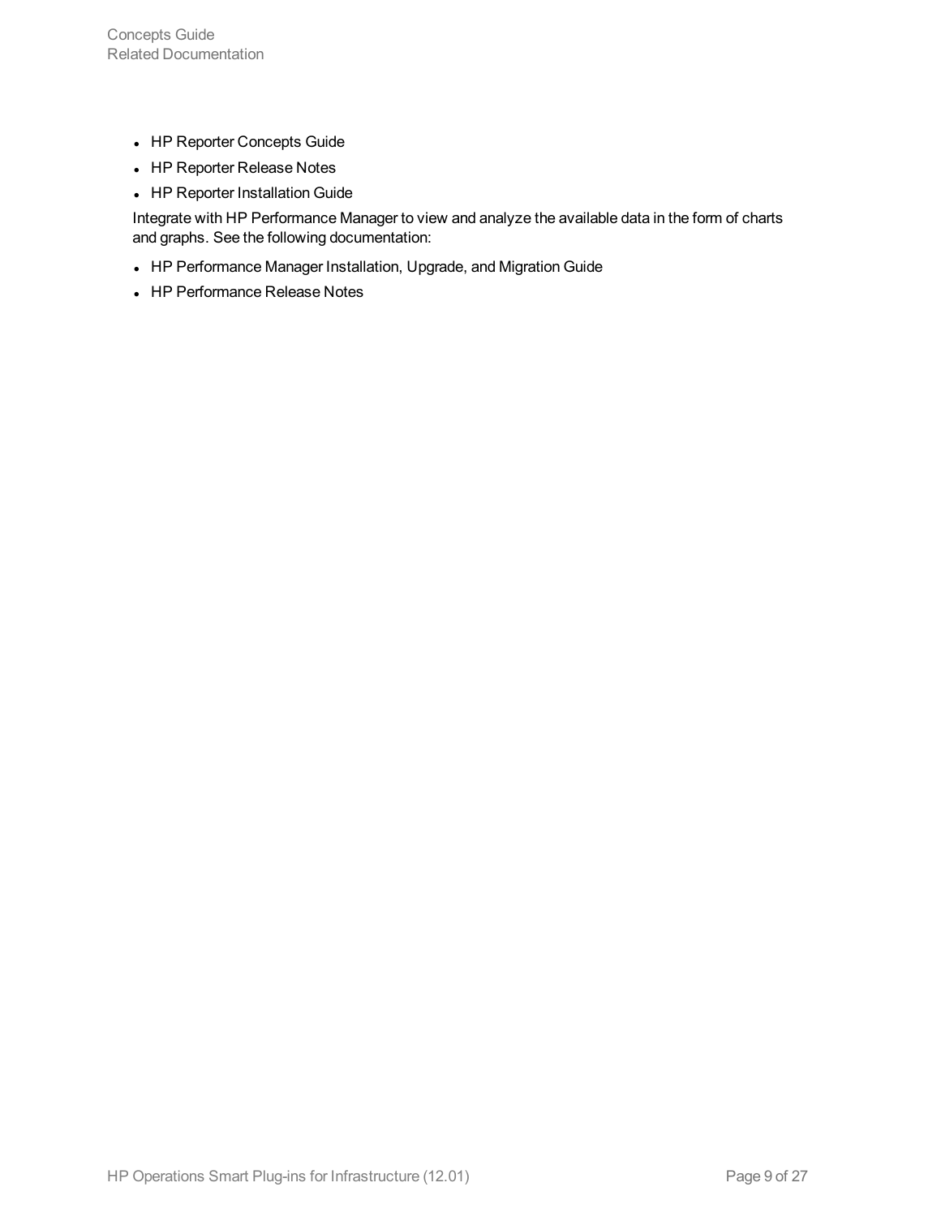- HP Reporter Concepts Guide
- HP Reporter Release Notes
- HP Reporter Installation Guide

Integrate with HP Performance Manager to view and analyze the available data in the form of charts and graphs. See the following documentation:

- HP Performance Manager Installation, Upgrade, and Migration Guide
- HP Performance Release Notes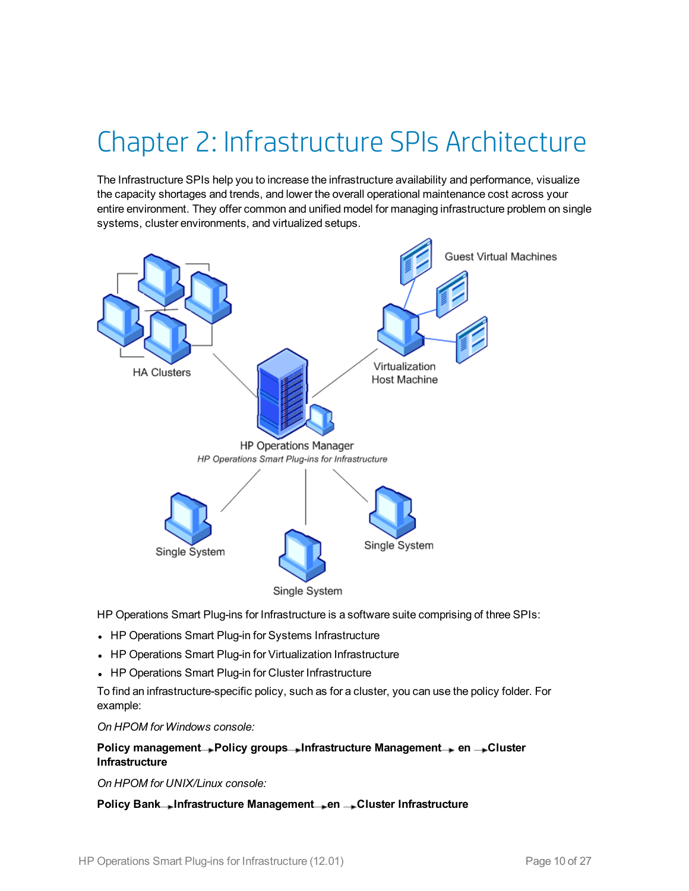# Chapter 2: Infrastructure SPIs Architecture

The Infrastructure SPIs help you to increase the infrastructure availability and performance, visualize the capacity shortages and trends, and lower the overall operational maintenance cost across your entire environment. They offer common and unified model for managing infrastructure problem on single systems, cluster environments, and virtualized setups.

HP Operations Smart Plug-ins for Infrastructure is a software suite comprising of three SPIs:

- HP Operations Smart Plug-in for Systems Infrastructure
- HP Operations Smart Plug-in for Virtualization Infrastructure
- HP Operations Smart Plug-in for Cluster Infrastructure

To find an infrastructure-specific policy, such as for a cluster, you can use the policy folder. For example:

*On HPOM for Windows console:*

**Policy management → Policy groups → Infrastructure Management → en → Cluster Infrastructure**

*On HPOM for UNIX/Linux console:*

**Policy Bank → Infrastructure Management → en → Cluster Infrastructure**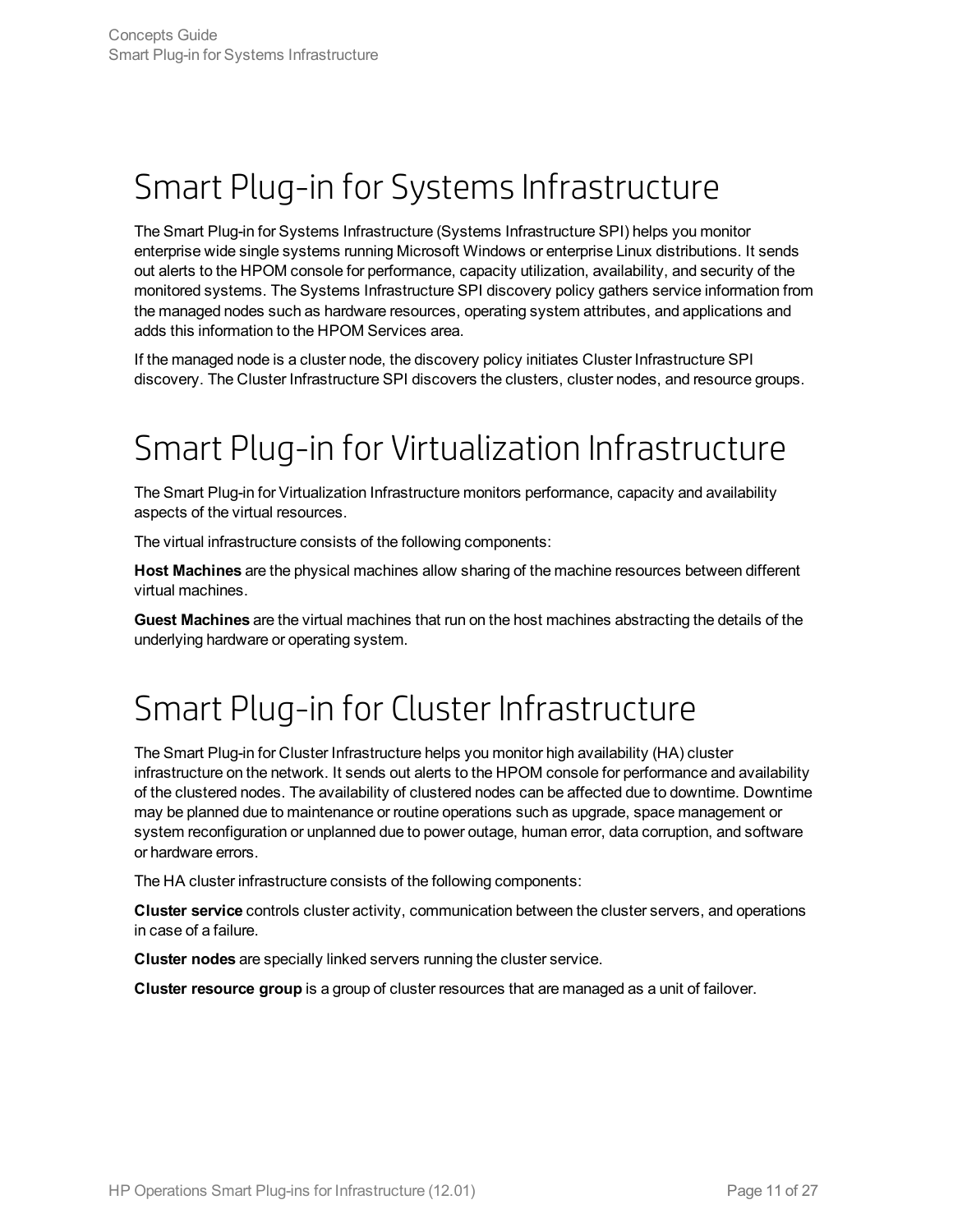# Smart Plug-in for Systems Infrastructure

The Smart Plug-in for Systems Infrastructure (Systems Infrastructure SPI) helps you monitor enterprise wide single systems running Microsoft Windows or enterprise Linux distributions. It sends out alerts to the HPOM console for performance, capacity utilization, availability, and security of the monitored systems. The Systems Infrastructure SPI discovery policy gathers service information from the managed nodes such as hardware resources, operating system attributes, and applications and adds this information to the HPOM Services area.

If the managed node is a cluster node, the discovery policy initiates Cluster Infrastructure SPI discovery. The Cluster Infrastructure SPI discovers the clusters, cluster nodes, and resource groups.

# Smart Plug-in for Virtualization Infrastructure

The Smart Plug-in for Virtualization Infrastructure monitors performance, capacity and availability aspects of the virtual resources.

The virtual infrastructure consists of the following components:

**Host Machines** are the physical machines allow sharing of the machine resources between different virtual machines.

**Guest Machines** are the virtual machines that run on the host machines abstracting the details of the underlying hardware or operating system.

# Smart Plug-in for Cluster Infrastructure

The Smart Plug-in for Cluster Infrastructure helps you monitor high availability (HA) cluster infrastructure on the network. It sends out alerts to the HPOM console for performance and availability of the clustered nodes. The availability of clustered nodes can be affected due to downtime. Downtime may be planned due to maintenance or routine operations such as upgrade, space management or system reconfiguration or unplanned due to power outage, human error, data corruption, and software or hardware errors.

The HA cluster infrastructure consists of the following components:

**Cluster service** controls cluster activity, communication between the cluster servers, and operations in case of a failure.

**Cluster nodes** are specially linked servers running the cluster service.

**Cluster resource group** is a group of cluster resources that are managed as a unit of failover.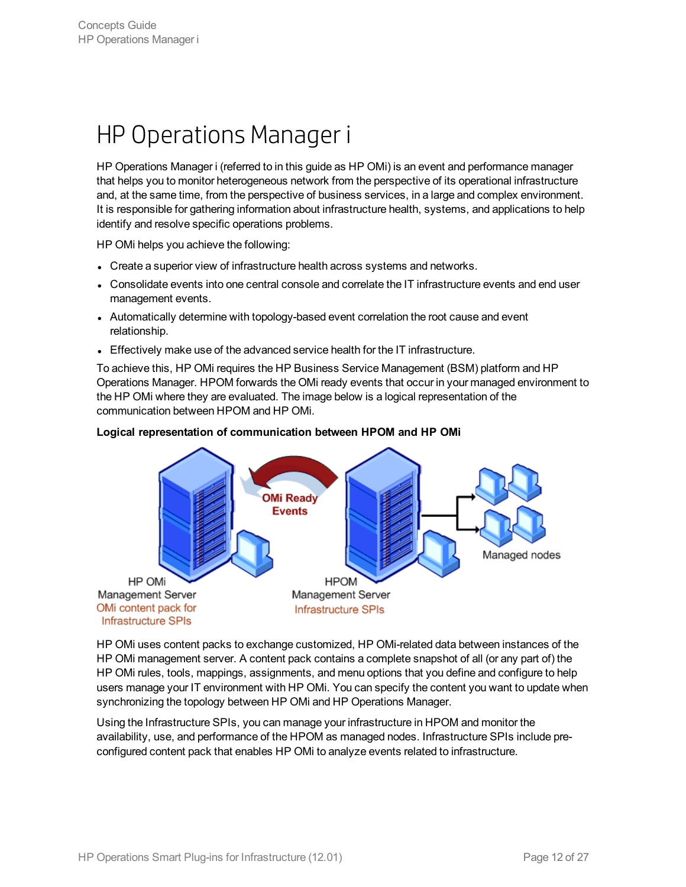# HP Operations Manager i

HP Operations Manager i (referred to in this guide as HP OMi) is an event and performance manager that helps you to monitor heterogeneous network from the perspective of its operational infrastructure and, at the same time, from the perspective of business services, in a large and complex environment. It is responsible for gathering information about infrastructure health, systems, and applications to help identify and resolve specific operations problems.

HP OMi helps you achieve the following:

- Create a superior view of infrastructure health across systems and networks.
- Consolidate events into one central console and correlate the IT infrastructure events and end user management events.
- Automatically determine with topology-based event correlation the root cause and event relationship.
- Effectively make use of the advanced service health for the IT infrastructure.

To achieve this, HP OMi requires the HP Business Service Management (BSM) platform and HP Operations Manager. HPOM forwards the OMi ready events that occur in your managed environment to the HP OMi where they are evaluated. The image below is a logical representation of the communication between HPOM and HP OMi.

**Logical representation of communication between HPOM and HP OMi**

HP OMi uses content packs to exchange customized, HP OMi-related data between instances of the HP OMi management server. A content pack contains a complete snapshot of all (or any part of) the HP OMi rules, tools, mappings, assignments, and menu options that you define and configure to help users manage your IT environment with HP OMi. You can specify the content you want to update when synchronizing the topology between HP OMi and HP Operations Manager.

Using the Infrastructure SPIs, you can manage your infrastructure in HPOM and monitor the availability, use, and performance of the HPOM as managed nodes. Infrastructure SPIs include pre-configured content pack that enables HP OMi to analyze events related to infrastructure.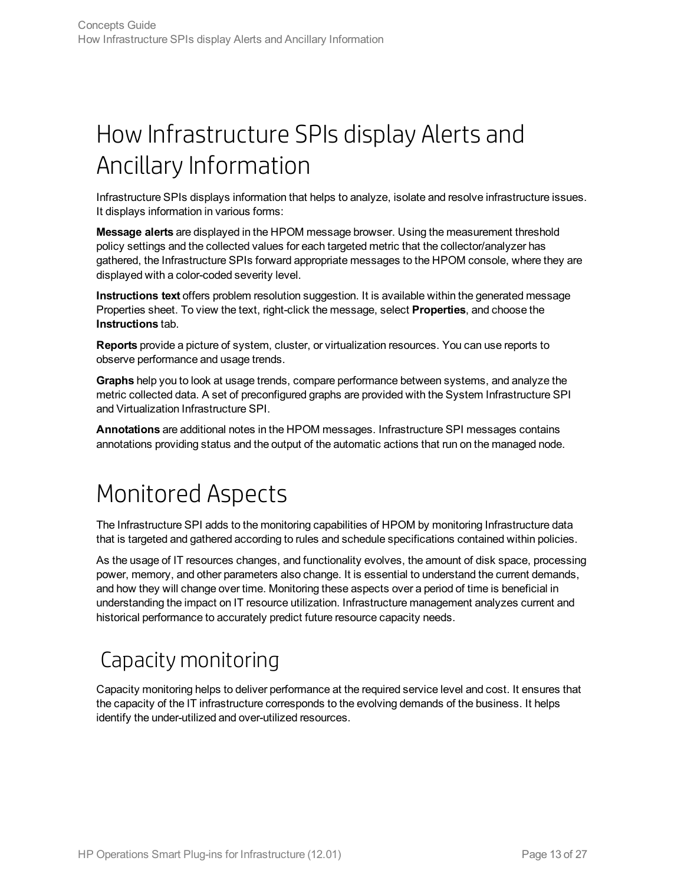# How Infrastructure SPIs display Alerts and Ancillary Information

Infrastructure SPIs displays information that helps to analyze, isolate and resolve infrastructure issues. It displays information in various forms:

**Message alerts** are displayed in the HPOM message browser. Using the measurement threshold policy settings and the collected values for each targeted metric that the collector/analyzer has gathered, the Infrastructure SPIs forward appropriate messages to the HPOM console, where they are displayed with a color-coded severity level.

**Instructions text** offers problem resolution suggestion. It is available within the generated message Properties sheet. To view the text, right-click the message, select **Properties**, and choose the **Instructions** tab.

**Reports** provide a picture of system, cluster, or virtualization resources. You can use reports to observe performance and usage trends.

**Graphs** help you to look at usage trends, compare performance between systems, and analyze the metric collected data. A set of preconfigured graphs are provided with the System Infrastructure SPI and Virtualization Infrastructure SPI.

**Annotations** are additional notes in the HPOM messages. Infrastructure SPI messages contains annotations providing status and the output of the automatic actions that run on the managed node.

# Monitored Aspects

The Infrastructure SPI adds to the monitoring capabilities of HPOM by monitoring Infrastructure data that is targeted and gathered according to rules and schedule specifications contained within policies.

As the usage of IT resources changes, and functionality evolves, the amount of disk space, processing power, memory, and other parameters also change. It is essential to understand the current demands, and how they will change over time. Monitoring these aspects over a period of time is beneficial in understanding the impact on IT resource utilization. Infrastructure management analyzes current and historical performance to accurately predict future resource capacity needs.

## Capacity monitoring

Capacity monitoring helps to deliver performance at the required service level and cost. It ensures that the capacity of the IT infrastructure corresponds to the evolving demands of the business. It helps identify the under-utilized and over-utilized resources.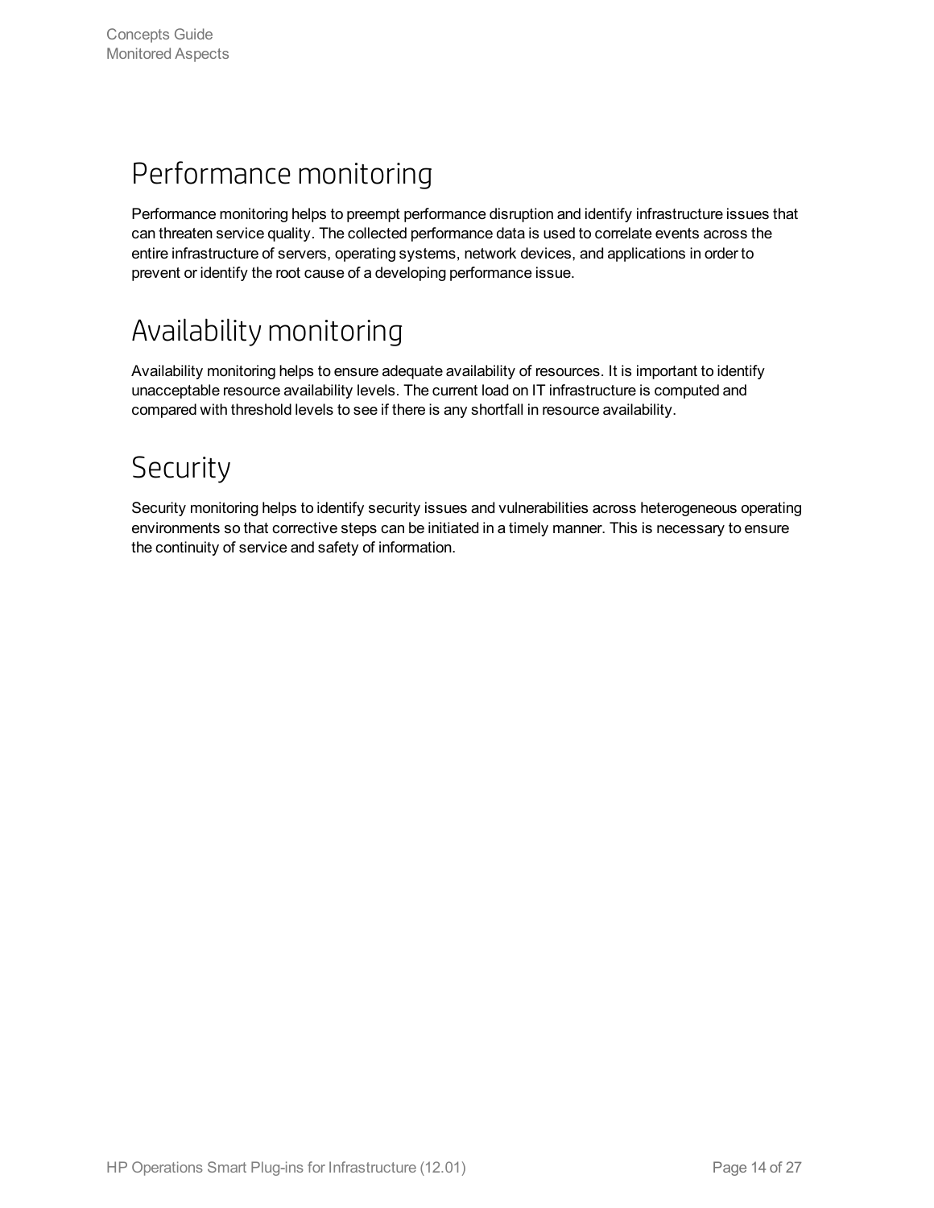## Performance monitoring

Performance monitoring helps to preempt performance disruption and identify infrastructure issues that can threaten service quality. The collected performance data is used to correlate events across the entire infrastructure of servers, operating systems, network devices, and applications in order to prevent or identify the root cause of a developing performance issue.

## Availability monitoring

Availability monitoring helps to ensure adequate availability of resources. It is important to identify unacceptable resource availability levels. The current load on IT infrastructure is computed and compared with threshold levels to see if there is any shortfall in resource availability.

## Security

Security monitoring helps to identify security issues and vulnerabilities across heterogeneous operating environments so that corrective steps can be initiated in a timely manner. This is necessary to ensure the continuity of service and safety of information.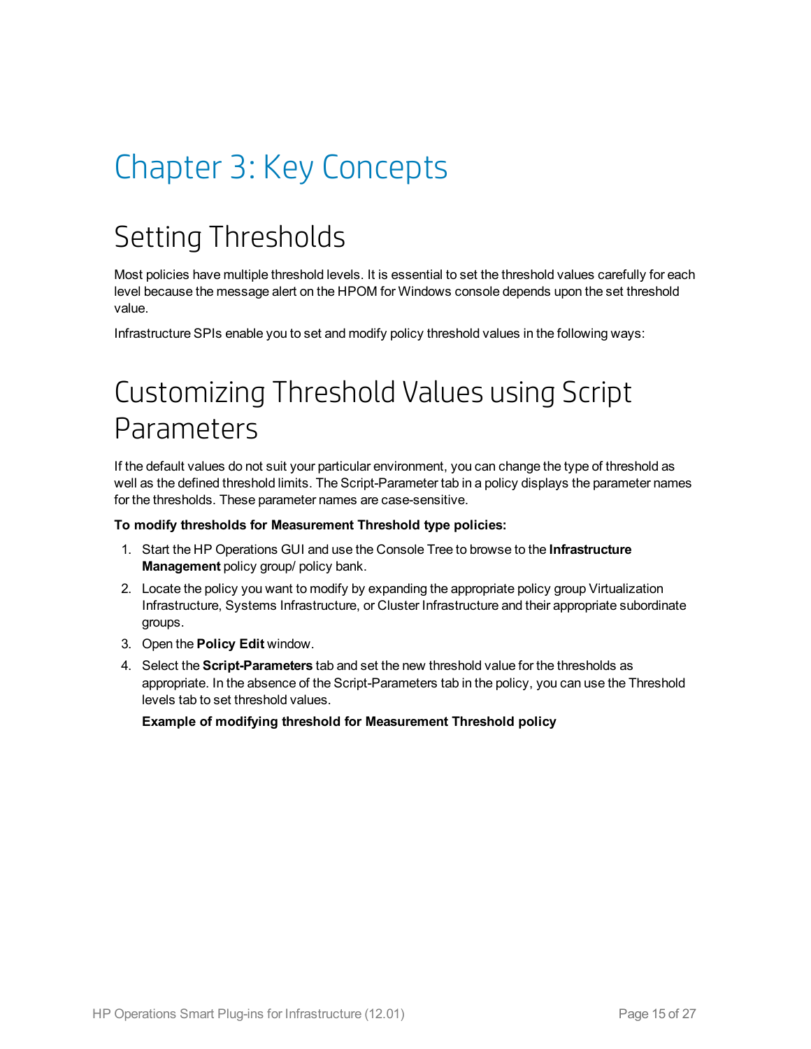# Chapter 3: Key Concepts

## Setting Thresholds

Most policies have multiple threshold levels. It is essential to set the threshold values carefully for each level because the message alert on the HPOM for Windows console depends upon the set threshold value.

Infrastructure SPIs enable you to set and modify policy threshold values in the following ways:

## Customizing Threshold Values using Script Parameters

If the default values do not suit your particular environment, you can change the type of threshold as well as the defined threshold limits. The Script-Parameter tab in a policy displays the parameter names for the thresholds. These parameter names are case-sensitive.

**To modify thresholds for Measurement Threshold type policies:**

1. Start the HP Operations GUI and use the Console Tree to browse to the **Infrastructure Management** policy group/ policy bank.
2. Locate the policy you want to modify by expanding the appropriate policy group Virtualization Infrastructure, Systems Infrastructure, or Cluster Infrastructure and their appropriate subordinate groups.
3. Open the **Policy Edit** window.
4. Select the **Script-Parameters** tab and set the new threshold value for the thresholds as appropriate. In the absence of the Script-Parameters tab in the policy, you can use the Threshold levels tab to set threshold values.

   **Example of modifying threshold for Measurement Threshold policy**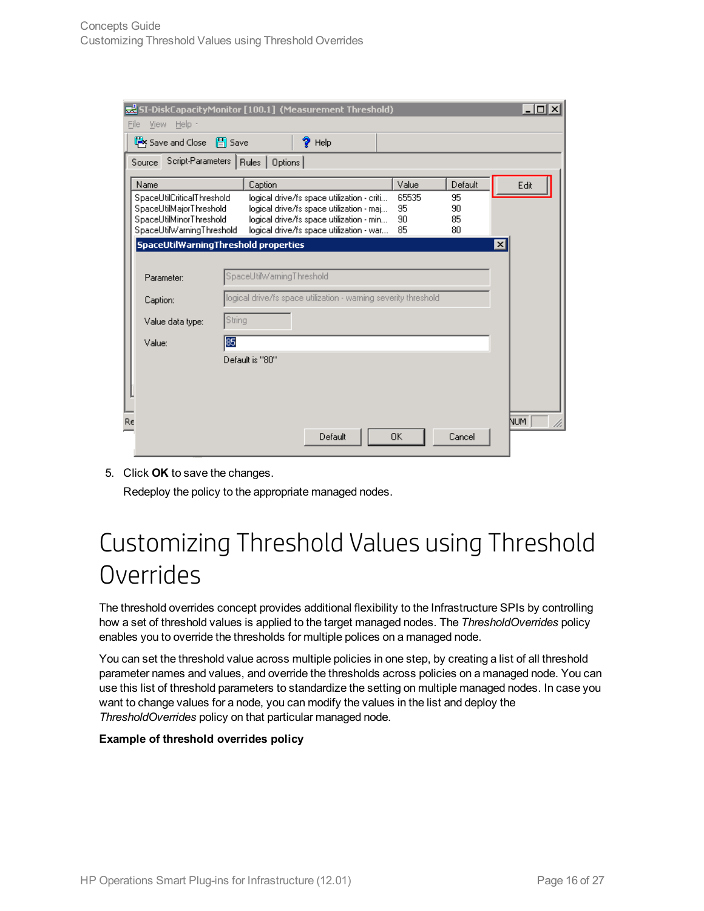5. Click **OK** to save the changes.

   Redeploy the policy to the appropriate managed nodes.

# Customizing Threshold Values using Threshold Overrides

The threshold overrides concept provides additional flexibility to the Infrastructure SPIs by controlling how a set of threshold values is applied to the target managed nodes. The *ThresholdOverrides* policy enables you to override the thresholds for multiple polices on a managed node.

You can set the threshold value across multiple policies in one step, by creating a list of all threshold parameter names and values, and override the thresholds across policies on a managed node. You can use this list of threshold parameters to standardize the setting on multiple managed nodes. In case you want to change values for a node, you can modify the values in the list and deploy the *ThresholdOverrides* policy on that particular managed node.

**Example of threshold overrides policy**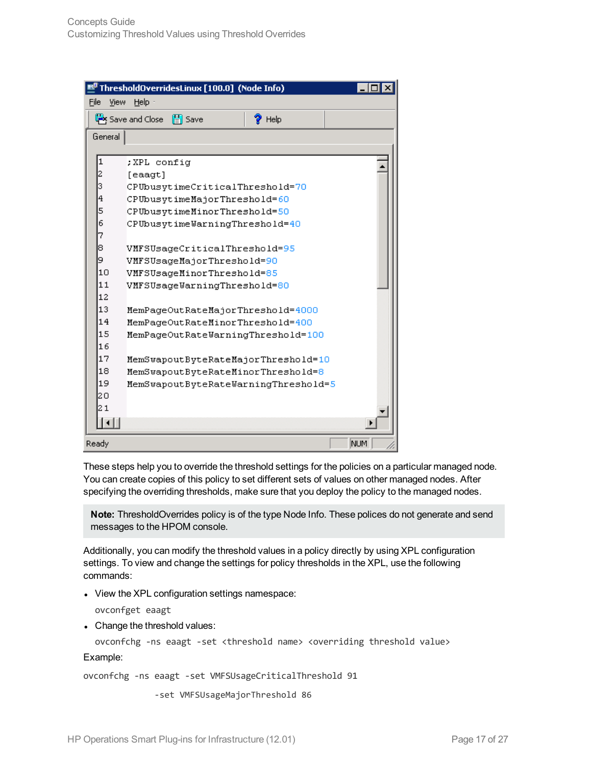These steps help you to override the threshold settings for the policies on a particular managed node. You can create copies of this policy to set different sets of values on other managed nodes. After specifying the overriding thresholds, make sure that you deploy the policy to the managed nodes.

**Note:** ThresholdOverrides policy is of the type Node Info. These polices do not generate and send messages to the HPOM console.

Additionally, you can modify the threshold values in a policy directly by using XPL configuration settings. To view and change the settings for policy thresholds in the XPL, use the following commands:

- View the XPL configuration settings namespace:

  ```
  ovconfget eaagt
  ```

- Change the threshold values:

  ```
  ovconfchg -ns eaagt -set <threshold name> <overriding threshold value>
  ```

Example:

```
ovconfchg -ns eaagt -set VMFSUsageCriticalThreshold 91
              -set VMFSUsageMajorThreshold 86
```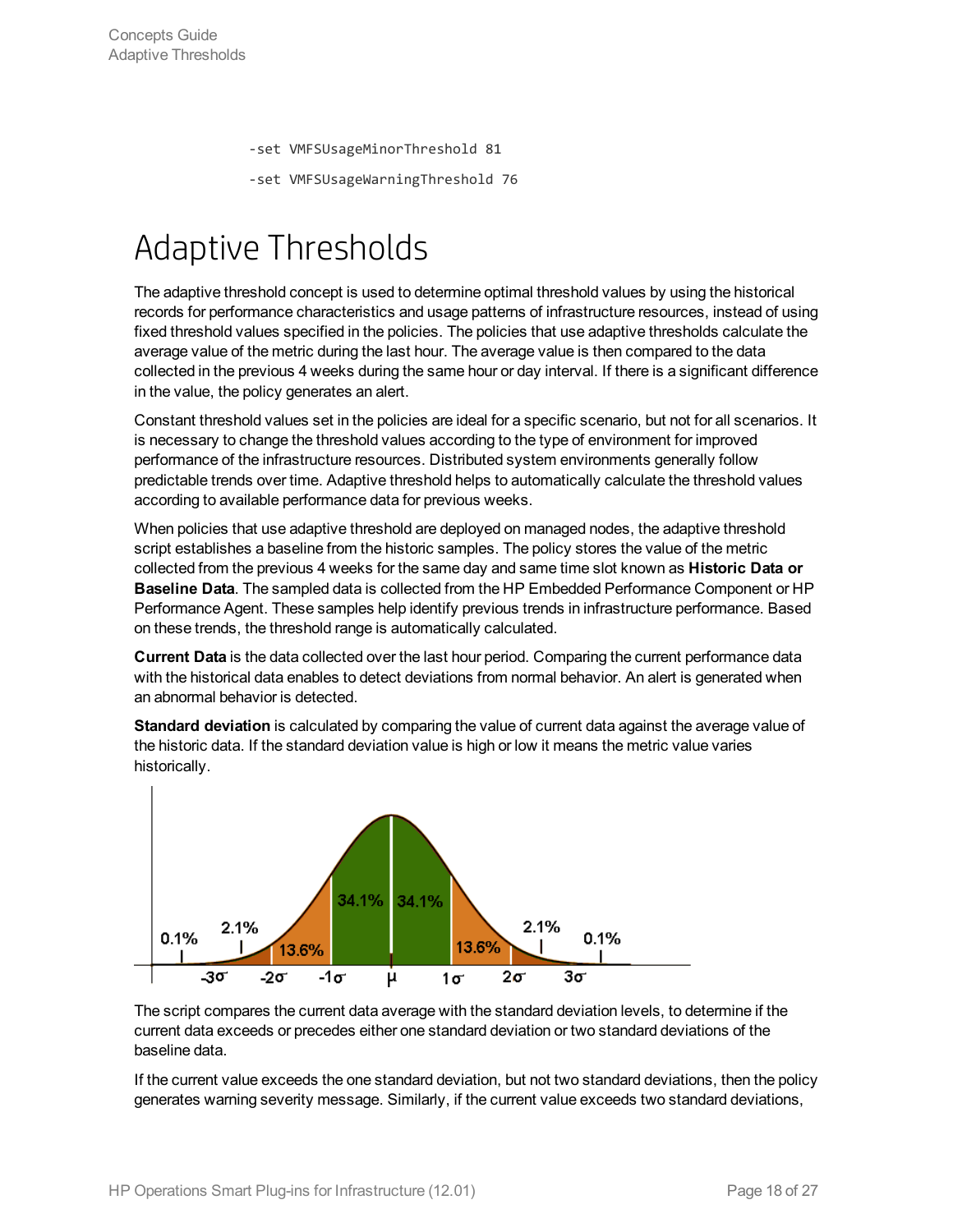```
-set VMFSUsageMinorThreshold 81
-set VMFSUsageWarningThreshold 76
```

# Adaptive Thresholds

The adaptive threshold concept is used to determine optimal threshold values by using the historical records for performance characteristics and usage patterns of infrastructure resources, instead of using fixed threshold values specified in the policies. The policies that use adaptive thresholds calculate the average value of the metric during the last hour. The average value is then compared to the data collected in the previous 4 weeks during the same hour or day interval. If there is a significant difference in the value, the policy generates an alert.

Constant threshold values set in the policies are ideal for a specific scenario, but not for all scenarios. It is necessary to change the threshold values according to the type of environment for improved performance of the infrastructure resources. Distributed system environments generally follow predictable trends over time. Adaptive threshold helps to automatically calculate the threshold values according to available performance data for previous weeks.

When policies that use adaptive threshold are deployed on managed nodes, the adaptive threshold script establishes a baseline from the historic samples. The policy stores the value of the metric collected from the previous 4 weeks for the same day and same time slot known as **Historic Data or Baseline Data**. The sampled data is collected from the HP Embedded Performance Component or HP Performance Agent. These samples help identify previous trends in infrastructure performance. Based on these trends, the threshold range is automatically calculated.

**Current Data** is the data collected over the last hour period. Comparing the current performance data with the historical data enables to detect deviations from normal behavior. An alert is generated when an abnormal behavior is detected.

**Standard deviation** is calculated by comparing the value of current data against the average value of the historic data. If the standard deviation value is high or low it means the metric value varies historically.

The script compares the current data average with the standard deviation levels, to determine if the current data exceeds or precedes either one standard deviation or two standard deviations of the baseline data.

If the current value exceeds the one standard deviation, but not two standard deviations, then the policy generates warning severity message. Similarly, if the current value exceeds two standard deviations,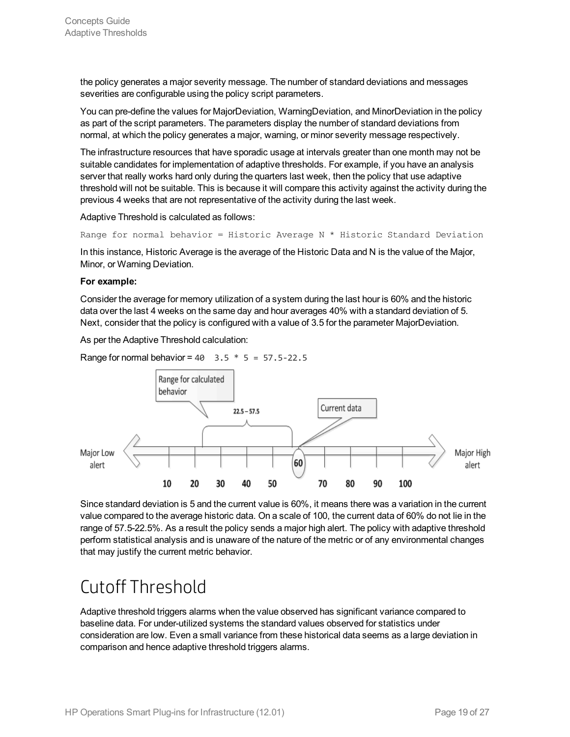the policy generates a major severity message. The number of standard deviations and messages severities are configurable using the policy script parameters.

You can pre-define the values for MajorDeviation, WarningDeviation, and MinorDeviation in the policy as part of the script parameters. The parameters display the number of standard deviations from normal, at which the policy generates a major, warning, or minor severity message respectively.

The infrastructure resources that have sporadic usage at intervals greater than one month may not be suitable candidates for implementation of adaptive thresholds. For example, if you have an analysis server that really works hard only during the quarters last week, then the policy that use adaptive threshold will not be suitable. This is because it will compare this activity against the activity during the previous 4 weeks that are not representative of the activity during the last week.

Adaptive Threshold is calculated as follows:

```
Range for normal behavior = Historic Average N * Historic Standard Deviation
```

In this instance, Historic Average is the average of the Historic Data and N is the value of the Major, Minor, or Warning Deviation.

**For example:**

Consider the average for memory utilization of a system during the last hour is 60% and the historic data over the last 4 weeks on the same day and hour averages 40% with a standard deviation of 5. Next, consider that the policy is configured with a value of 3.5 for the parameter MajorDeviation.

As per the Adaptive Threshold calculation:

Range for normal behavior = `40  3.5 * 5 = 57.5-22.5`

Since standard deviation is 5 and the current value is 60%, it means there was a variation in the current value compared to the average historic data. On a scale of 100, the current data of 60% do not lie in the range of 57.5-22.5%. As a result the policy sends a major high alert. The policy with adaptive threshold perform statistical analysis and is unaware of the nature of the metric or of any environmental changes that may justify the current metric behavior.

# Cutoff Threshold

Adaptive threshold triggers alarms when the value observed has significant variance compared to baseline data. For under-utilized systems the standard values observed for statistics under consideration are low. Even a small variance from these historical data seems as a large deviation in comparison and hence adaptive threshold triggers alarms.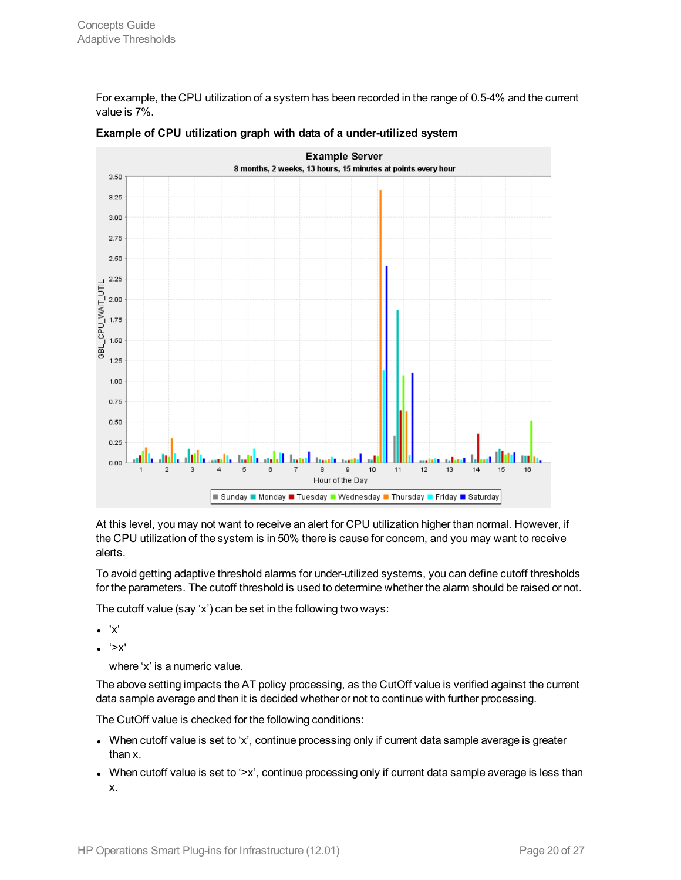For example, the CPU utilization of a system has been recorded in the range of 0.5-4% and the current value is 7%.

**Example of CPU utilization graph with data of a under-utilized system**

At this level, you may not want to receive an alert for CPU utilization higher than normal. However, if the CPU utilization of the system is in 50% there is cause for concern, and you may want to receive alerts.

To avoid getting adaptive threshold alarms for under-utilized systems, you can define cutoff thresholds for the parameters. The cutoff threshold is used to determine whether the alarm should be raised or not.

The cutoff value (say ‘x’) can be set in the following two ways:

- 'x'
- ‘>x'

  where ‘x’ is a numeric value.

The above setting impacts the AT policy processing, as the CutOff value is verified against the current data sample average and then it is decided whether or not to continue with further processing.

The CutOff value is checked for the following conditions:

- When cutoff value is set to ‘x’, continue processing only if current data sample average is greater than x.
- When cutoff value is set to ‘>x’, continue processing only if current data sample average is less than x.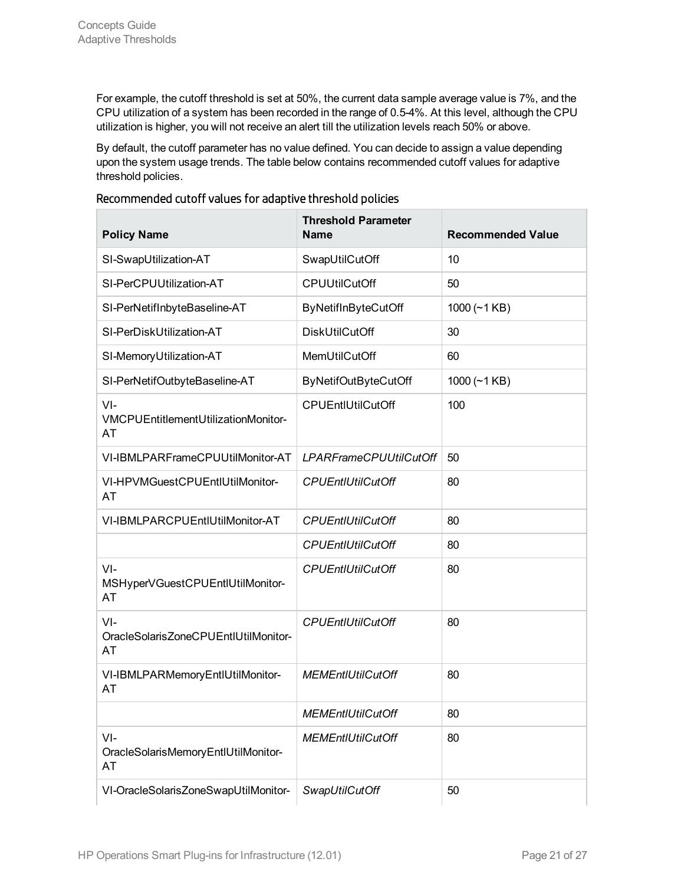For example, the cutoff threshold is set at 50%, the current data sample average value is 7%, and the CPU utilization of a system has been recorded in the range of 0.5-4%. At this level, although the CPU utilization is higher, you will not receive an alert till the utilization levels reach 50% or above.

By default, the cutoff parameter has no value defined. You can decide to assign a value depending upon the system usage trends. The table below contains recommended cutoff values for adaptive threshold policies.

### Recommended cutoff values for adaptive threshold policies

| Policy Name | Threshold Parameter Name | Recommended Value |
|---|---|---|
| SI-SwapUtilization-AT | SwapUtilCutOff | 10 |
| SI-PerCPUUtilization-AT | CPUUtilCutOff | 50 |
| SI-PerNetifInbyteBaseline-AT | ByNetifInByteCutOff | 1000 (~1 KB) |
| SI-PerDiskUtilization-AT | DiskUtilCutOff | 30 |
| SI-MemoryUtilization-AT | MemUtilCutOff | 60 |
| SI-PerNetifOutbyteBaseline-AT | ByNetifOutByteCutOff | 1000 (~1 KB) |
| VI-VMCPUEntitlementUtilizationMonitor-AT | CPUEntlUtilCutOff | 100 |
| VI-IBMLPARFrameCPUUtilMonitor-AT | *LPARFrameCPUUtilCutOff* | 50 |
| VI-HPVMGuestCPUEntlUtilMonitor-AT | *CPUEntlUtilCutOff* | 80 |
| VI-IBMLPARCPUEntlUtilMonitor-AT | *CPUEntlUtilCutOff* | 80 |
| | *CPUEntlUtilCutOff* | 80 |
| VI-MSHyperVGuestCPUEntlUtilMonitor-AT | *CPUEntlUtilCutOff* | 80 |
| VI-OracleSolarisZoneCPUEntlUtilMonitor-AT | *CPUEntlUtilCutOff* | 80 |
| VI-IBMLPARMemoryEntlUtilMonitor-AT | *MEMEntlUtilCutOff* | 80 |
| | *MEMEntlUtilCutOff* | 80 |
| VI-OracleSolarisMemoryEntlUtilMonitor-AT | *MEMEntlUtilCutOff* | 80 |
| VI-OracleSolarisZoneSwapUtilMonitor- | *SwapUtilCutOff* | 50 |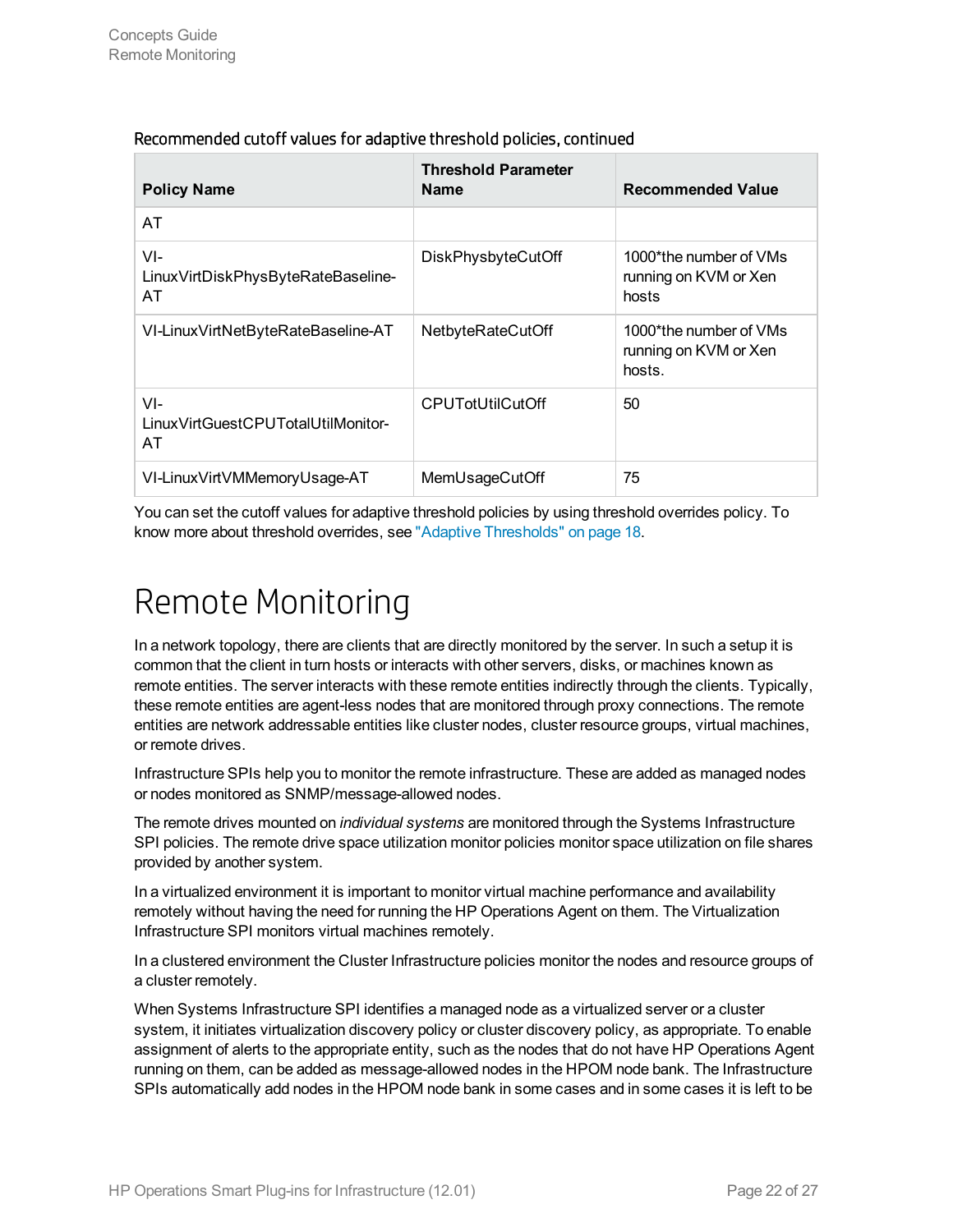Recommended cutoff values for adaptive threshold policies, continued

| Policy Name | Threshold Parameter Name | Recommended Value |
|---|---|---|
| AT | | |
| VI-LinuxVirtDiskPhysByteRateBaseline-AT | DiskPhysbyteCutOff | 1000*the number of VMs running on KVM or Xen hosts |
| VI-LinuxVirtNetByteRateBaseline-AT | NetbyteRateCutOff | 1000*the number of VMs running on KVM or Xen hosts. |
| VI-LinuxVirtGuestCPUTotalUtilMonitor-AT | CPUTotUtilCutOff | 50 |
| VI-LinuxVirtVMMemoryUsage-AT | MemUsageCutOff | 75 |

You can set the cutoff values for adaptive threshold policies by using threshold overrides policy. To know more about threshold overrides, see "Adaptive Thresholds" on page 18.

# Remote Monitoring

In a network topology, there are clients that are directly monitored by the server. In such a setup it is common that the client in turn hosts or interacts with other servers, disks, or machines known as remote entities. The server interacts with these remote entities indirectly through the clients. Typically, these remote entities are agent-less nodes that are monitored through proxy connections. The remote entities are network addressable entities like cluster nodes, cluster resource groups, virtual machines, or remote drives.

Infrastructure SPIs help you to monitor the remote infrastructure. These are added as managed nodes or nodes monitored as SNMP/message-allowed nodes.

The remote drives mounted on *individual systems* are monitored through the Systems Infrastructure SPI policies. The remote drive space utilization monitor policies monitor space utilization on file shares provided by another system.

In a virtualized environment it is important to monitor virtual machine performance and availability remotely without having the need for running the HP Operations Agent on them. The Virtualization Infrastructure SPI monitors virtual machines remotely.

In a clustered environment the Cluster Infrastructure policies monitor the nodes and resource groups of a cluster remotely.

When Systems Infrastructure SPI identifies a managed node as a virtualized server or a cluster system, it initiates virtualization discovery policy or cluster discovery policy, as appropriate. To enable assignment of alerts to the appropriate entity, such as the nodes that do not have HP Operations Agent running on them, can be added as message-allowed nodes in the HPOM node bank. The Infrastructure SPIs automatically add nodes in the HPOM node bank in some cases and in some cases it is left to be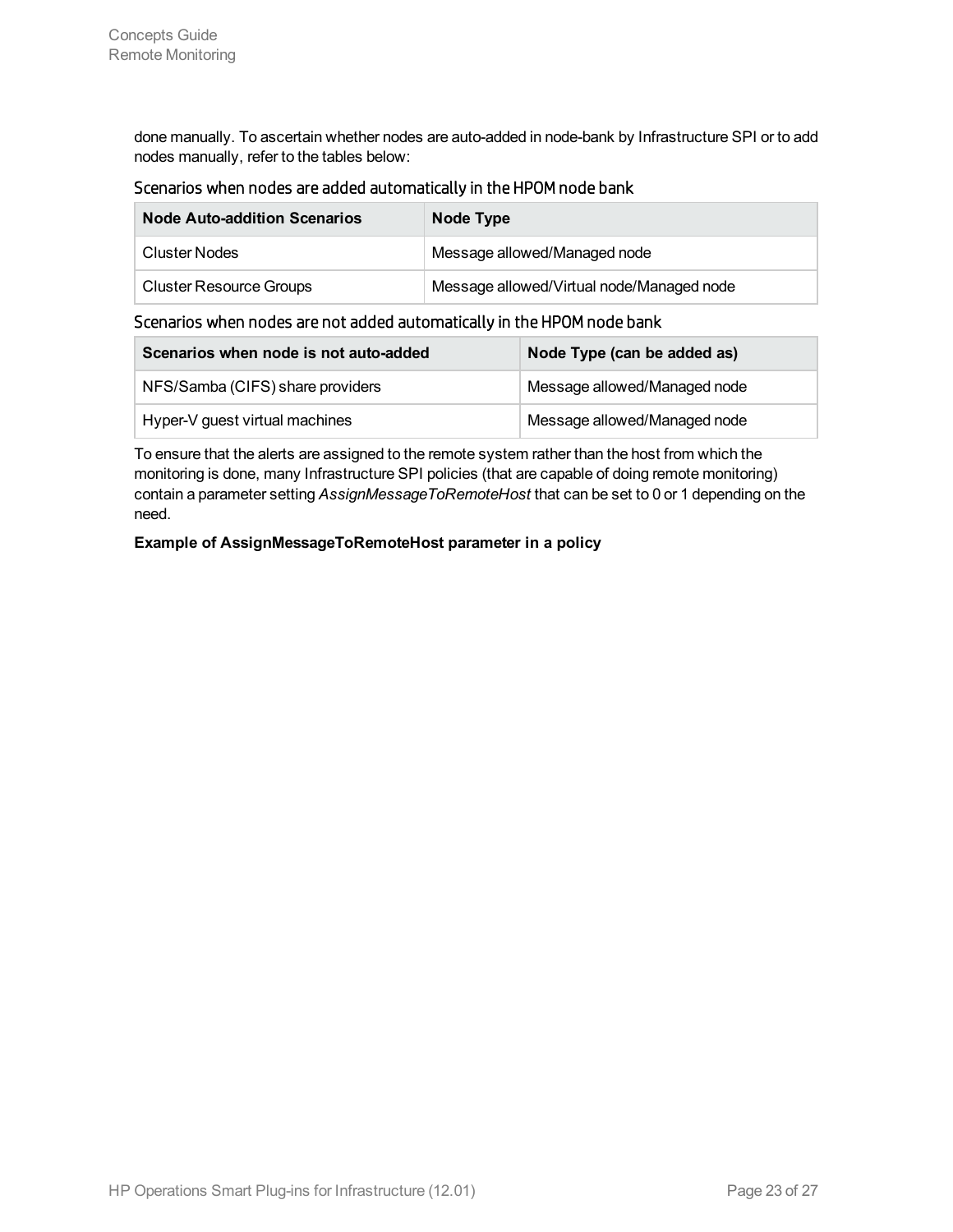done manually. To ascertain whether nodes are auto-added in node-bank by Infrastructure SPI or to add nodes manually, refer to the tables below:

### Scenarios when nodes are added automatically in the HPOM node bank

| Node Auto-addition Scenarios | Node Type |
|---|---|
| Cluster Nodes | Message allowed/Managed node |
| Cluster Resource Groups | Message allowed/Virtual node/Managed node |

### Scenarios when nodes are not added automatically in the HPOM node bank

| Scenarios when node is not auto-added | Node Type (can be added as) |
|---|---|
| NFS/Samba (CIFS) share providers | Message allowed/Managed node |
| Hyper-V guest virtual machines | Message allowed/Managed node |

To ensure that the alerts are assigned to the remote system rather than the host from which the monitoring is done, many Infrastructure SPI policies (that are capable of doing remote monitoring) contain a parameter setting *AssignMessageToRemoteHost* that can be set to 0 or 1 depending on the need.

**Example of AssignMessageToRemoteHost parameter in a policy**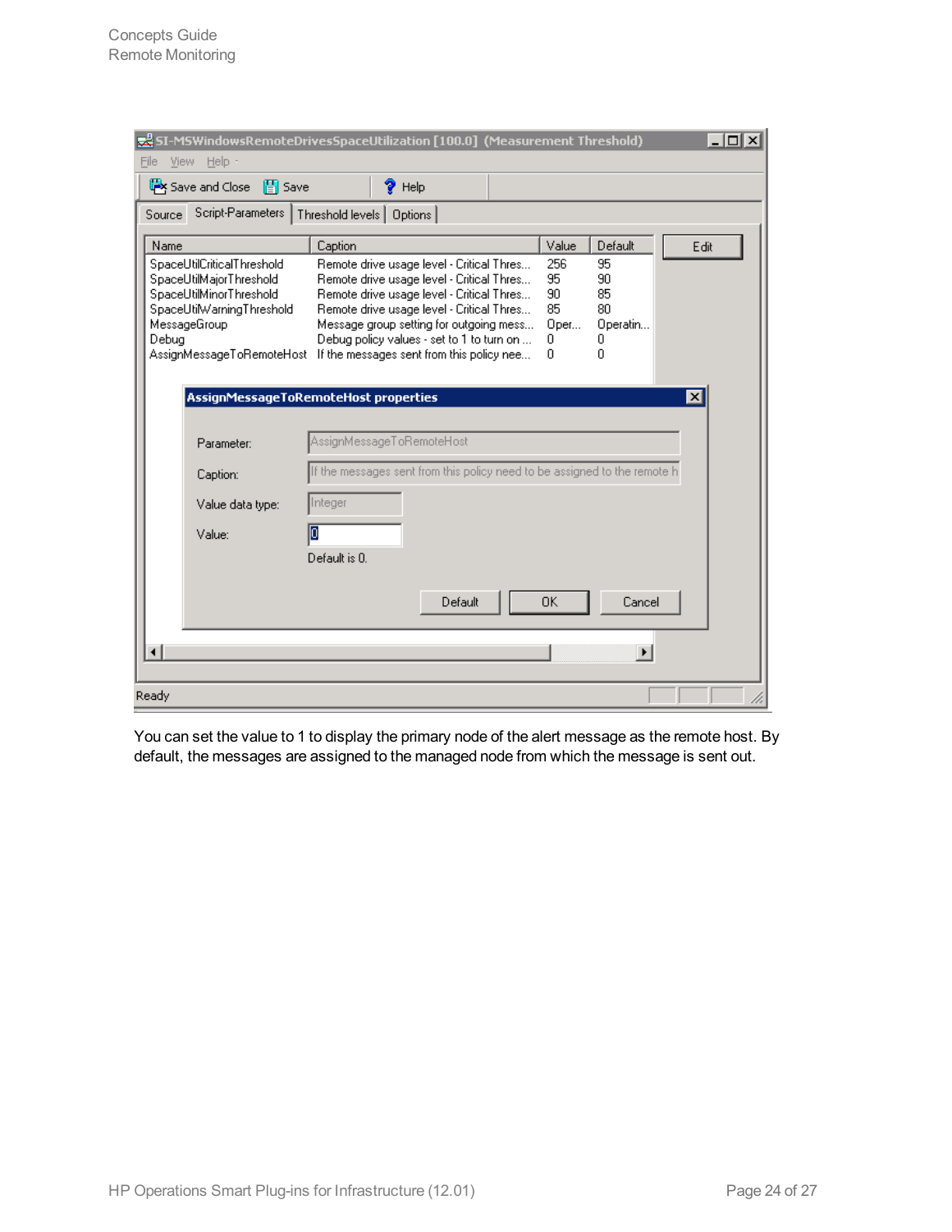You can set the value to 1 to display the primary node of the alert message as the remote host. By default, the messages are assigned to the managed node from which the message is sent out.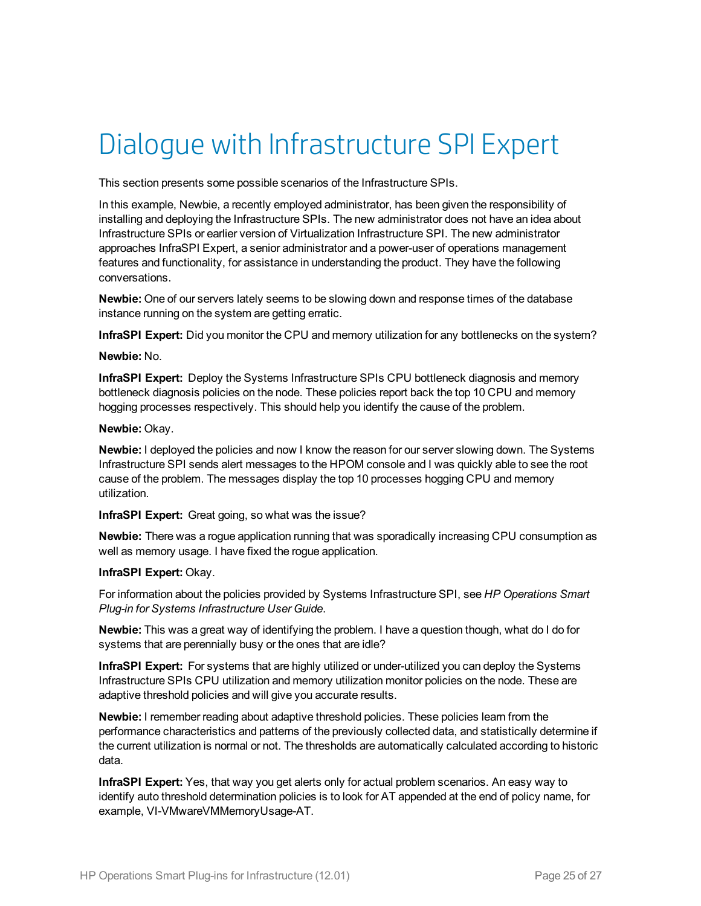# Dialogue with Infrastructure SPI Expert

This section presents some possible scenarios of the Infrastructure SPIs.

In this example, Newbie, a recently employed administrator, has been given the responsibility of installing and deploying the Infrastructure SPIs. The new administrator does not have an idea about Infrastructure SPIs or earlier version of Virtualization Infrastructure SPI. The new administrator approaches InfraSPI Expert, a senior administrator and a power-user of operations management features and functionality, for assistance in understanding the product. They have the following conversations.

**Newbie:** One of our servers lately seems to be slowing down and response times of the database instance running on the system are getting erratic.

**InfraSPI Expert:** Did you monitor the CPU and memory utilization for any bottlenecks on the system?

**Newbie:** No.

**InfraSPI Expert:** Deploy the Systems Infrastructure SPIs CPU bottleneck diagnosis and memory bottleneck diagnosis policies on the node. These policies report back the top 10 CPU and memory hogging processes respectively. This should help you identify the cause of the problem.

**Newbie:** Okay.

**Newbie:** I deployed the policies and now I know the reason for our server slowing down. The Systems Infrastructure SPI sends alert messages to the HPOM console and I was quickly able to see the root cause of the problem. The messages display the top 10 processes hogging CPU and memory utilization.

**InfraSPI Expert:** Great going, so what was the issue?

**Newbie:** There was a rogue application running that was sporadically increasing CPU consumption as well as memory usage. I have fixed the rogue application.

**InfraSPI Expert:** Okay.

For information about the policies provided by Systems Infrastructure SPI, see *HP Operations Smart Plug-in for Systems Infrastructure User Guide*.

**Newbie:** This was a great way of identifying the problem. I have a question though, what do I do for systems that are perennially busy or the ones that are idle?

**InfraSPI Expert:** For systems that are highly utilized or under-utilized you can deploy the Systems Infrastructure SPIs CPU utilization and memory utilization monitor policies on the node. These are adaptive threshold policies and will give you accurate results.

**Newbie:** I remember reading about adaptive threshold policies. These policies learn from the performance characteristics and patterns of the previously collected data, and statistically determine if the current utilization is normal or not. The thresholds are automatically calculated according to historic data.

**InfraSPI Expert:** Yes, that way you get alerts only for actual problem scenarios. An easy way to identify auto threshold determination policies is to look for AT appended at the end of policy name, for example, VI-VMwareVMMemoryUsage-AT.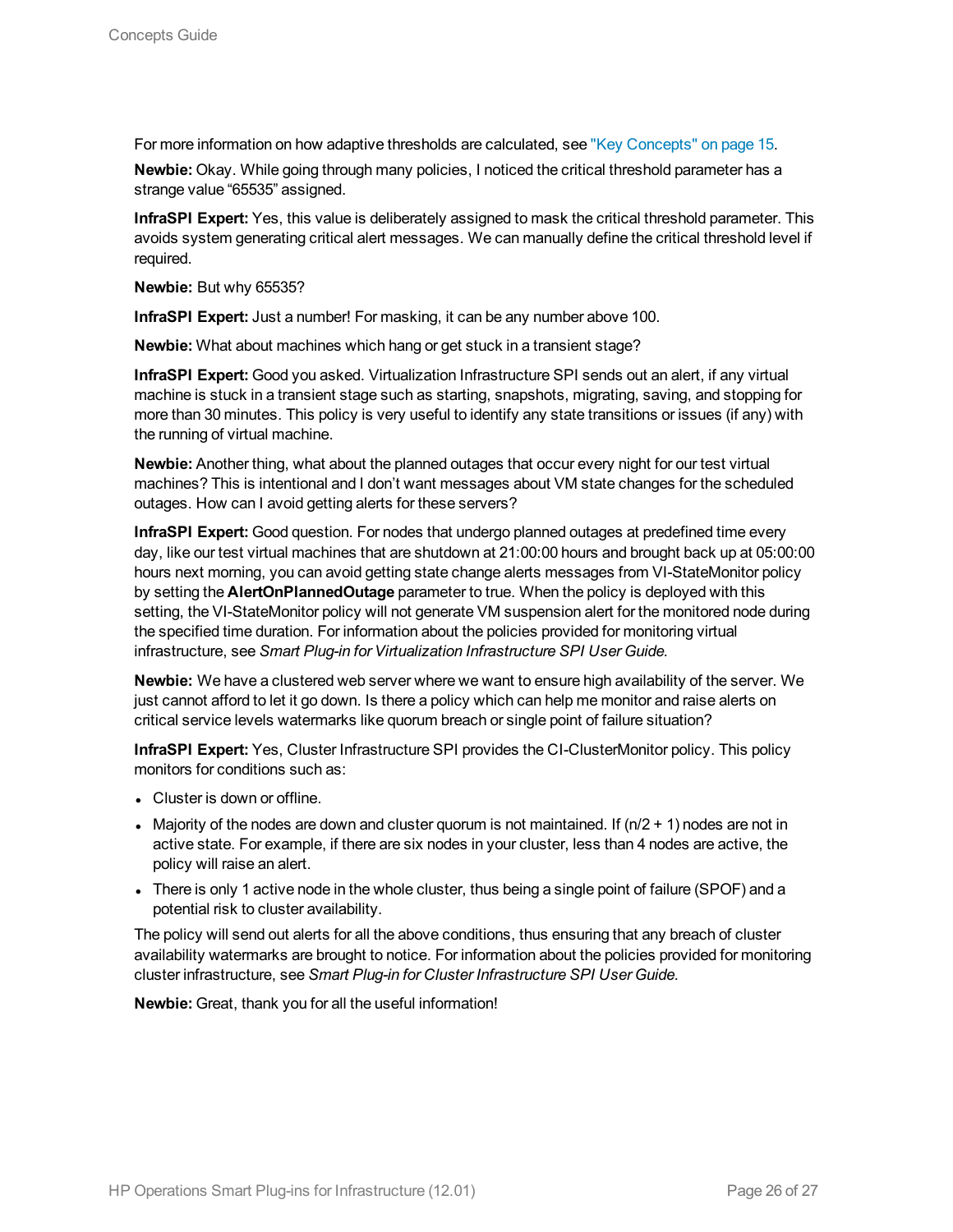For more information on how adaptive thresholds are calculated, see "Key Concepts" on page 15.

**Newbie:** Okay. While going through many policies, I noticed the critical threshold parameter has a strange value "65535" assigned.

**InfraSPI Expert:** Yes, this value is deliberately assigned to mask the critical threshold parameter. This avoids system generating critical alert messages. We can manually define the critical threshold level if required.

**Newbie:** But why 65535?

**InfraSPI Expert:** Just a number! For masking, it can be any number above 100.

**Newbie:** What about machines which hang or get stuck in a transient stage?

**InfraSPI Expert:** Good you asked. Virtualization Infrastructure SPI sends out an alert, if any virtual machine is stuck in a transient stage such as starting, snapshots, migrating, saving, and stopping for more than 30 minutes. This policy is very useful to identify any state transitions or issues (if any) with the running of virtual machine.

**Newbie:** Another thing, what about the planned outages that occur every night for our test virtual machines? This is intentional and I don't want messages about VM state changes for the scheduled outages. How can I avoid getting alerts for these servers?

**InfraSPI Expert:** Good question. For nodes that undergo planned outages at predefined time every day, like our test virtual machines that are shutdown at 21:00:00 hours and brought back up at 05:00:00 hours next morning, you can avoid getting state change alerts messages from VI-StateMonitor policy by setting the **AlertOnPlannedOutage** parameter to true. When the policy is deployed with this setting, the VI-StateMonitor policy will not generate VM suspension alert for the monitored node during the specified time duration. For information about the policies provided for monitoring virtual infrastructure, see *Smart Plug-in for Virtualization Infrastructure SPI User Guide.*

**Newbie:** We have a clustered web server where we want to ensure high availability of the server. We just cannot afford to let it go down. Is there a policy which can help me monitor and raise alerts on critical service levels watermarks like quorum breach or single point of failure situation?

**InfraSPI Expert:** Yes, Cluster Infrastructure SPI provides the CI-ClusterMonitor policy. This policy monitors for conditions such as:

- Cluster is down or offline.
- Majority of the nodes are down and cluster quorum is not maintained. If $(n/2 + 1)$ nodes are not in active state. For example, if there are six nodes in your cluster, less than 4 nodes are active, the policy will raise an alert.
- There is only 1 active node in the whole cluster, thus being a single point of failure (SPOF) and a potential risk to cluster availability.

The policy will send out alerts for all the above conditions, thus ensuring that any breach of cluster availability watermarks are brought to notice. For information about the policies provided for monitoring cluster infrastructure, see *Smart Plug-in for Cluster Infrastructure SPI User Guide.*

**Newbie:** Great, thank you for all the useful information!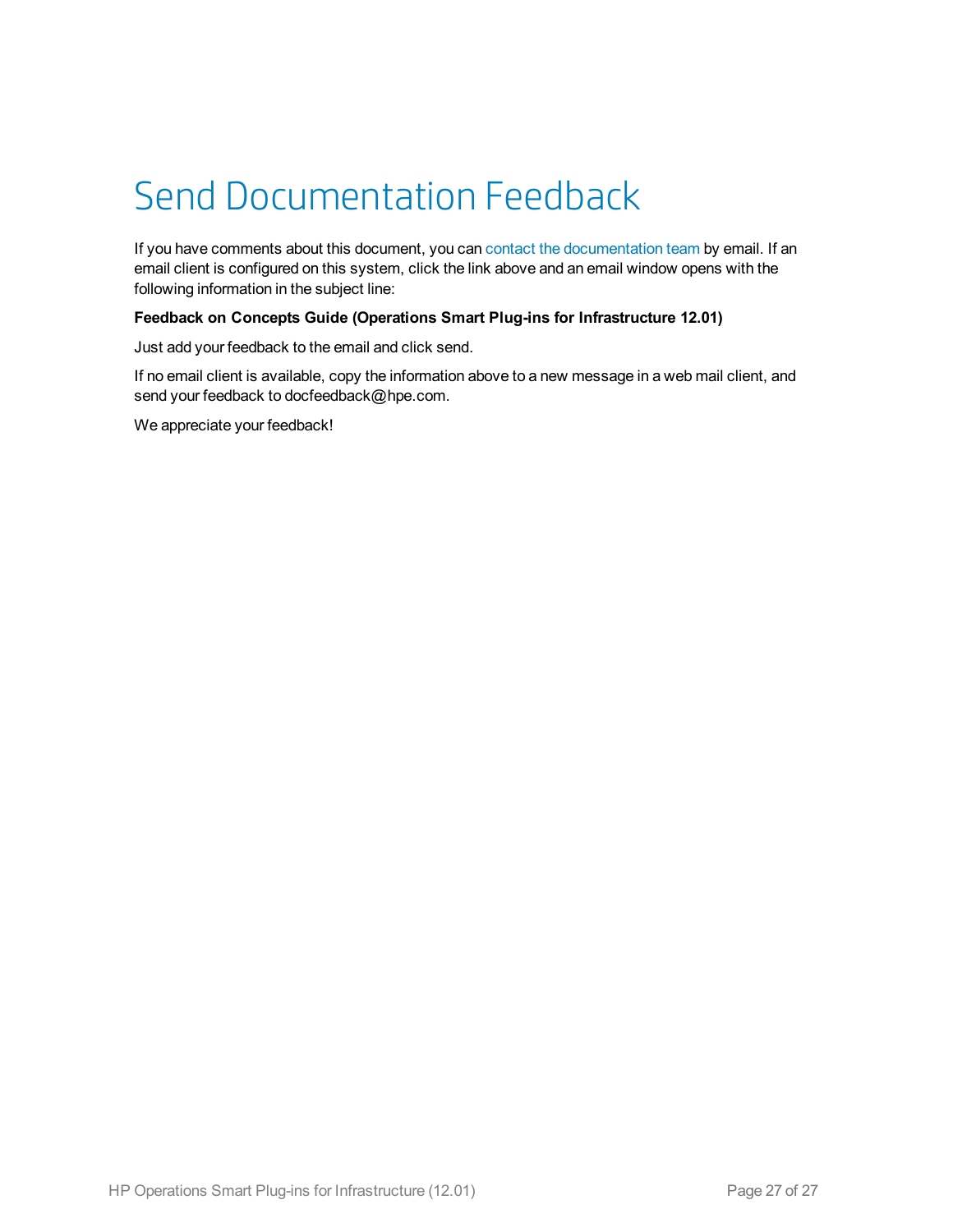# Send Documentation Feedback

If you have comments about this document, you can contact the documentation team by email. If an email client is configured on this system, click the link above and an email window opens with the following information in the subject line:

**Feedback on Concepts Guide (Operations Smart Plug-ins for Infrastructure 12.01)**

Just add your feedback to the email and click send.

If no email client is available, copy the information above to a new message in a web mail client, and send your feedback to docfeedback@hpe.com.

We appreciate your feedback!